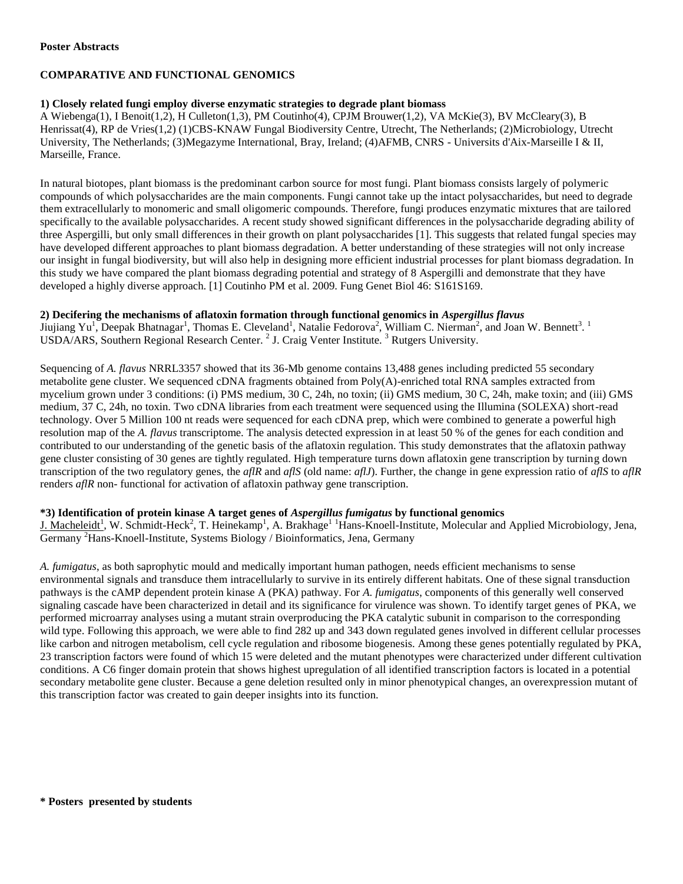**Poster Abstracts**

## COMPARATIVE AND FUNCTIONAL GENOMICS

### 1) Closely related fungi employ diverse enzymatic strategies to degrade plant biomass

A Wiebenga(1), I Benoit(1,2), H Culleton(1,3), PM Coutinho(4), CPJM Brouwer(1,2), VA McKie(3), BV McCleary(3), B Henrissat(4), RP de Vries(1,2) (1)CBS-KNAW Fungal Biodiversity Centre, Utrecht, The Netherlands; (2)Microbiology, Utrecht University, The Netherlands; (3)Megazyme International, Bray, Ireland; (4)AFMB, CNRS - Universits d'Aix-Marseille I & II, Marseille, France.

In natural biotopes, plant biomass is the predominant carbon source for most fungi. Plant biomass consists largely of polymeric compounds of which polysaccharides are the main components. Fungi cannot take up the intact polysaccharides, but need to degrade them extracellularly to monomeric and small oligomeric compounds. Therefore, fungi produces enzymatic mixtures that are tailored specifically to the available polysaccharides. A recent study showed significant differences in the polysaccharide degrading ability of three Aspergilli, but only small differences in their growth on plant polysaccharides [1]. This suggests that related fungal species may have developed different approaches to plant biomass degradation. A better understanding of these strategies will not only increase our insight in fungal biodiversity, but will also help in designing more efficient industrial processes for plant biomass degradation. In this study we have compared the plant biomass degrading potential and strategy of 8 Aspergilli and demonstrate that they have developed a highly diverse approach. [1] Coutinho PM et al. 2009. Fung Genet Biol 46: S161S169.

### 2) Decifering the mechanisms of aflatoxin formation through functional genomics in *Aspergillus flavus*

Jiujiang Yu[1], Deepak Bhatnagar[1], Thomas E. Cleveland[1], Natalie Fedorova[2], William C. Nierman[2], and Joan W. Bennett[3]. [1] USDA/ARS, Southern Regional Research Center. [2] J. Craig Venter Institute. [3] Rutgers University.

Sequencing of *A. flavus* NRRL3357 showed that its 36-Mb genome contains 13,488 genes including predicted 55 secondary metabolite gene cluster. We sequenced cDNA fragments obtained from Poly(A)-enriched total RNA samples extracted from mycelium grown under 3 conditions: (i) PMS medium, 30 C, 24h, no toxin; (ii) GMS medium, 30 C, 24h, make toxin; and (iii) GMS medium, 37 C, 24h, no toxin. Two cDNA libraries from each treatment were sequenced using the Illumina (SOLEXA) short-read technology. Over 5 Million 100 nt reads were sequenced for each cDNA prep, which were combined to generate a powerful high resolution map of the *A. flavus* transcriptome. The analysis detected expression in at least 50 % of the genes for each condition and contributed to our understanding of the genetic basis of the aflatoxin regulation. This study demonstrates that the aflatoxin pathway gene cluster consisting of 30 genes are tightly regulated. High temperature turns down aflatoxin gene transcription by turning down transcription of the two regulatory genes, the *aflR* and *aflS* (old name: *aflJ*). Further, the change in gene expression ratio of *aflS* to *aflR* renders *aflR* non- functional for activation of aflatoxin pathway gene transcription.

### *3) Identification of protein kinase A target genes of *Aspergillus fumigatus* by functional genomics

J. Macheleidt[1], W. Schmidt-Heck[2], T. Heinekamp[1], A. Brakhage[1] [1]Hans-Knoell-Institute, Molecular and Applied Microbiology, Jena, Germany [2]Hans-Knoell-Institute, Systems Biology / Bioinformatics, Jena, Germany

*A. fumigatus*, as both saprophytic mould and medically important human pathogen, needs efficient mechanisms to sense environmental signals and transduce them intracellularly to survive in its entirely different habitats. One of these signal transduction pathways is the cAMP dependent protein kinase A (PKA) pathway. For *A. fumigatus*, components of this generally well conserved signaling cascade have been characterized in detail and its significance for virulence was shown. To identify target genes of PKA, we performed microarray analyses using a mutant strain overproducing the PKA catalytic subunit in comparison to the corresponding wild type. Following this approach, we were able to find 282 up and 343 down regulated genes involved in different cellular processes like carbon and nitrogen metabolism, cell cycle regulation and ribosome biogenesis. Among these genes potentially regulated by PKA, 23 transcription factors were found of which 15 were deleted and the mutant phenotypes were characterized under different cultivation conditions. A C6 finger domain protein that shows highest upregulation of all identified transcription factors is located in a potential secondary metabolite gene cluster. Because a gene deletion resulted only in minor phenotypical changes, an overexpression mutant of this transcription factor was created to gain deeper insights into its function.

**\* Posters presented by students**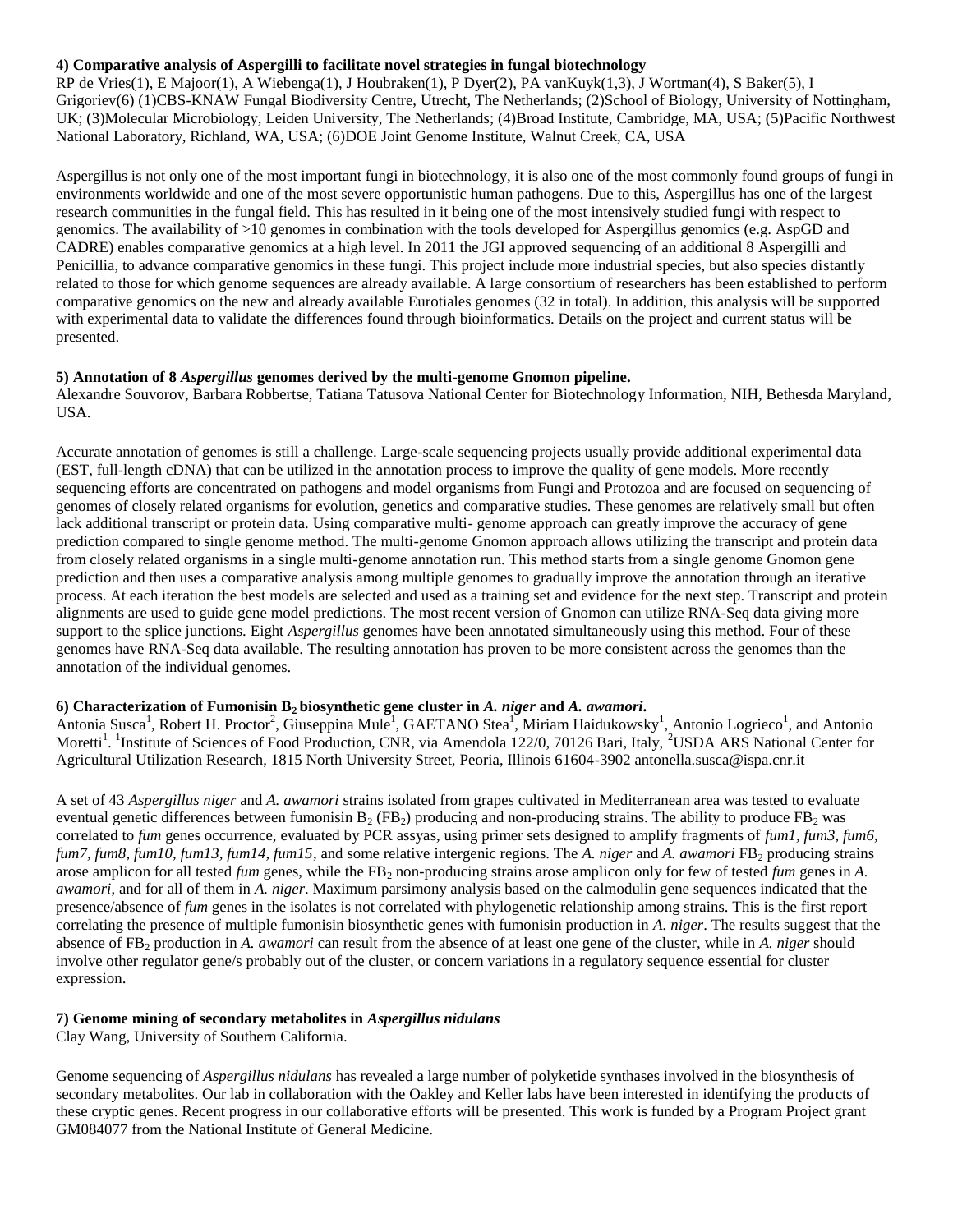#### 4) Comparative analysis of Aspergilli to facilitate novel strategies in fungal biotechnology

RP de Vries(1), E Majoor(1), A Wiebenga(1), J Houbraken(1), P Dyer(2), PA vanKuyk(1,3), J Wortman(4), S Baker(5), I Grigoriev(6) (1)CBS-KNAW Fungal Biodiversity Centre, Utrecht, The Netherlands; (2)School of Biology, University of Nottingham, UK; (3)Molecular Microbiology, Leiden University, The Netherlands; (4)Broad Institute, Cambridge, MA, USA; (5)Pacific Northwest National Laboratory, Richland, WA, USA; (6)DOE Joint Genome Institute, Walnut Creek, CA, USA

Aspergillus is not only one of the most important fungi in biotechnology, it is also one of the most commonly found groups of fungi in environments worldwide and one of the most severe opportunistic human pathogens. Due to this, Aspergillus has one of the largest research communities in the fungal field. This has resulted in it being one of the most intensively studied fungi with respect to genomics. The availability of >10 genomes in combination with the tools developed for Aspergillus genomics (e.g. AspGD and CADRE) enables comparative genomics at a high level. In 2011 the JGI approved sequencing of an additional 8 Aspergilli and Penicillia, to advance comparative genomics in these fungi. This project include more industrial species, but also species distantly related to those for which genome sequences are already available. A large consortium of researchers has been established to perform comparative genomics on the new and already available Eurotiales genomes (32 in total). In addition, this analysis will be supported with experimental data to validate the differences found through bioinformatics. Details on the project and current status will be presented.

#### 5) Annotation of 8 *Aspergillus* genomes derived by the multi-genome Gnomon pipeline.

Alexandre Souvorov, Barbara Robbertse, Tatiana Tatusova National Center for Biotechnology Information, NIH, Bethesda Maryland, USA.

Accurate annotation of genomes is still a challenge. Large-scale sequencing projects usually provide additional experimental data (EST, full-length cDNA) that can be utilized in the annotation process to improve the quality of gene models. More recently sequencing efforts are concentrated on pathogens and model organisms from Fungi and Protozoa and are focused on sequencing of genomes of closely related organisms for evolution, genetics and comparative studies. These genomes are relatively small but often lack additional transcript or protein data. Using comparative multi- genome approach can greatly improve the accuracy of gene prediction compared to single genome method. The multi-genome Gnomon approach allows utilizing the transcript and protein data from closely related organisms in a single multi-genome annotation run. This method starts from a single genome Gnomon gene prediction and then uses a comparative analysis among multiple genomes to gradually improve the annotation through an iterative process. At each iteration the best models are selected and used as a training set and evidence for the next step. Transcript and protein alignments are used to guide gene model predictions. The most recent version of Gnomon can utilize RNA-Seq data giving more support to the splice junctions. Eight *Aspergillus* genomes have been annotated simultaneously using this method. Four of these genomes have RNA-Seq data available. The resulting annotation has proven to be more consistent across the genomes than the annotation of the individual genomes.

#### 6) Characterization of Fumonisin $B_2$ biosynthetic gene cluster in *A. niger* and *A. awamori*.

Antonia Susca[1], Robert H. Proctor[2], Giuseppina Mule[1], GAETANO Stea[1], Miriam Haidukowsky[1], Antonio Logrieco[1], and Antonio Moretti[1]. [1]Institute of Sciences of Food Production, CNR, via Amendola 122/0, 70126 Bari, Italy, [2]USDA ARS National Center for Agricultural Utilization Research, 1815 North University Street, Peoria, Illinois 61604-3902 antonella.susca@ispa.cnr.it

A set of 43 *Aspergillus niger* and *A. awamori* strains isolated from grapes cultivated in Mediterranean area was tested to evaluate eventual genetic differences between fumonisin $B_2$ ($FB_2$) producing and non-producing strains. The ability to produce $FB_2$ was correlated to *fum* genes occurrence, evaluated by PCR assyas, using primer sets designed to amplify fragments of *fum1, fum3, fum6, fum7, fum8, fum10, fum13, fum14, fum15*, and some relative intergenic regions. The *A. niger* and *A. awamori* $FB_2$ producing strains arose amplicon for all tested *fum* genes, while the $FB_2$ non-producing strains arose amplicon only for few of tested *fum* genes in *A. awamori*, and for all of them in *A. niger*. Maximum parsimony analysis based on the calmodulin gene sequences indicated that the presence/absence of *fum* genes in the isolates is not correlated with phylogenetic relationship among strains. This is the first report correlating the presence of multiple fumonisin biosynthetic genes with fumonisin production in *A. niger*. The results suggest that the absence of $FB_2$ production in *A. awamori* can result from the absence of at least one gene of the cluster, while in *A. niger* should involve other regulator gene/s probably out of the cluster, or concern variations in a regulatory sequence essential for cluster expression.

#### 7) Genome mining of secondary metabolites in *Aspergillus nidulans*

Clay Wang, University of Southern California.

Genome sequencing of *Aspergillus nidulans* has revealed a large number of polyketide synthases involved in the biosynthesis of secondary metabolites. Our lab in collaboration with the Oakley and Keller labs have been interested in identifying the products of these cryptic genes. Recent progress in our collaborative efforts will be presented. This work is funded by a Program Project grant GM084077 from the National Institute of General Medicine.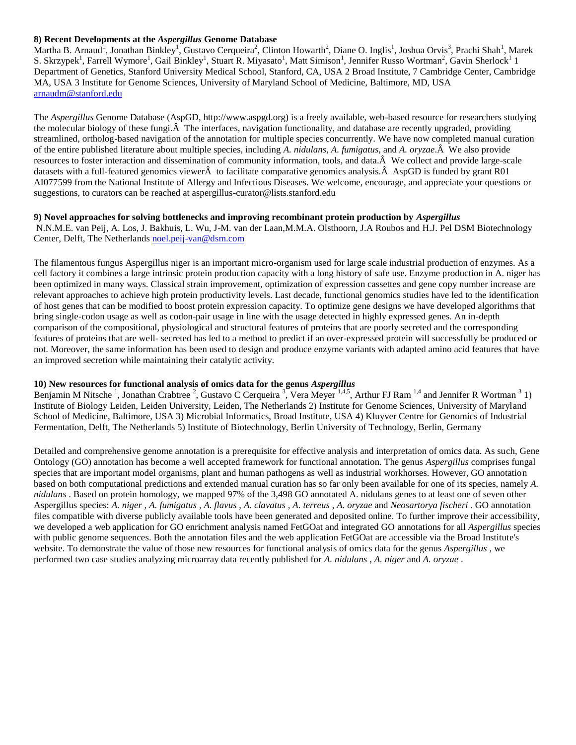### 8) Recent Developments at the *Aspergillus* Genome Database

Martha B. Arnaud[1], Jonathan Binkley[1], Gustavo Cerqueira[2], Clinton Howarth[2], Diane O. Inglis[1], Joshua Orvis[3], Prachi Shah[1], Marek S. Skrzypek[1], Farrell Wymore[1], Gail Binkley[1], Stuart R. Miyasato[1], Matt Simison[1], Jennifer Russo Wortman[2], Gavin Sherlock[1] 1 Department of Genetics, Stanford University Medical School, Stanford, CA, USA 2 Broad Institute, 7 Cambridge Center, Cambridge MA, USA 3 Institute for Genome Sciences, University of Maryland School of Medicine, Baltimore, MD, USA
arnaudm@stanford.edu

The *Aspergillus* Genome Database (AspGD, http://www.aspgd.org) is a freely available, web-based resource for researchers studying the molecular biology of these fungi.Â  The interfaces, navigation functionality, and database are recently upgraded, providing streamlined, ortholog-based navigation of the annotation for multiple species concurrently. We have now completed manual curation of the entire published literature about multiple species, including *A. nidulans*, *A. fumigatus*, and *A. oryzae*.Â  We also provide resources to foster interaction and dissemination of community information, tools, and data.Â  We collect and provide large-scale datasets with a full-featured genomics viewerÂ  to facilitate comparative genomics analysis.Â  AspGD is funded by grant R01 AI077599 from the National Institute of Allergy and Infectious Diseases. We welcome, encourage, and appreciate your questions or suggestions, to curators can be reached at aspergillus-curator@lists.stanford.edu

### 9) Novel approaches for solving bottlenecks and improving recombinant protein production by *Aspergillus*

N.N.M.E. van Peij, A. Los, J. Bakhuis, L. Wu, J-M. van der Laan,M.M.A. Olsthoorn, J.A Roubos and H.J. Pel DSM Biotechnology Center, Delft, The Netherlands noel.peij-van@dsm.com

The filamentous fungus Aspergillus niger is an important micro-organism used for large scale industrial production of enzymes. As a cell factory it combines a large intrinsic protein production capacity with a long history of safe use. Enzyme production in A. niger has been optimized in many ways. Classical strain improvement, optimization of expression cassettes and gene copy number increase are relevant approaches to achieve high protein productivity levels. Last decade, functional genomics studies have led to the identification of host genes that can be modified to boost protein expression capacity. To optimize gene designs we have developed algorithms that bring single-codon usage as well as codon-pair usage in line with the usage detected in highly expressed genes. An in-depth comparison of the compositional, physiological and structural features of proteins that are poorly secreted and the corresponding features of proteins that are well- secreted has led to a method to predict if an over-expressed protein will successfully be produced or not. Moreover, the same information has been used to design and produce enzyme variants with adapted amino acid features that have an improved secretion while maintaining their catalytic activity.

### 10) New resources for functional analysis of omics data for the genus *Aspergillus*

Benjamin M Nitsche [1], Jonathan Crabtree [2], Gustavo C Cerqueira [3], Vera Meyer [1,4,5], Arthur FJ Ram [1,4] and Jennifer R Wortman [3] 1) Institute of Biology Leiden, Leiden University, Leiden, The Netherlands 2) Institute for Genome Sciences, University of Maryland School of Medicine, Baltimore, USA 3) Microbial Informatics, Broad Institute, USA 4) Kluyver Centre for Genomics of Industrial Fermentation, Delft, The Netherlands 5) Institute of Biotechnology, Berlin University of Technology, Berlin, Germany

Detailed and comprehensive genome annotation is a prerequisite for effective analysis and interpretation of omics data. As such, Gene Ontology (GO) annotation has become a well accepted framework for functional annotation. The genus *Aspergillus* comprises fungal species that are important model organisms, plant and human pathogens as well as industrial workhorses. However, GO annotation based on both computational predictions and extended manual curation has so far only been available for one of its species, namely *A. nidulans* . Based on protein homology, we mapped 97% of the 3,498 GO annotated A. nidulans genes to at least one of seven other Aspergillus species: *A. niger* , *A. fumigatus* , *A. flavus* , *A. clavatus* , *A. terreus* , *A. oryzae* and *Neosartorya fischeri* . GO annotation files compatible with diverse publicly available tools have been generated and deposited online. To further improve their accessibility, we developed a web application for GO enrichment analysis named FetGOat and integrated GO annotations for all *Aspergillus* species with public genome sequences. Both the annotation files and the web application FetGOat are accessible via the Broad Institute's website. To demonstrate the value of those new resources for functional analysis of omics data for the genus *Aspergillus* , we performed two case studies analyzing microarray data recently published for *A. nidulans* , *A. niger* and *A. oryzae* .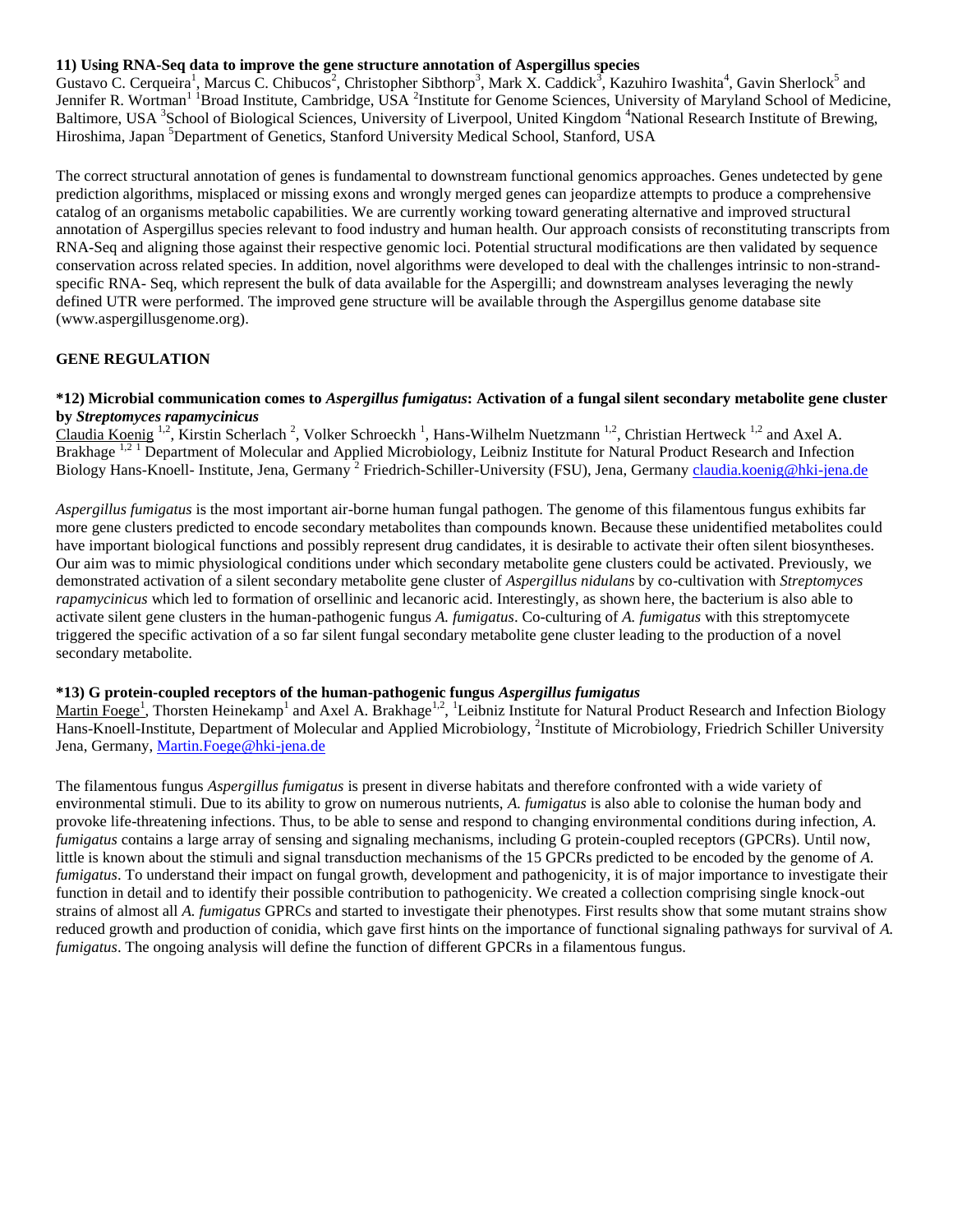### 11) Using RNA-Seq data to improve the gene structure annotation of Aspergillus species

Gustavo C. Cerqueira[1], Marcus C. Chibucos[2], Christopher Sibthorp[3], Mark X. Caddick[3], Kazuhiro Iwashita[4], Gavin Sherlock[5] and Jennifer R. Wortman[1] [1]Broad Institute, Cambridge, USA [2]Institute for Genome Sciences, University of Maryland School of Medicine, Baltimore, USA [3]School of Biological Sciences, University of Liverpool, United Kingdom [4]National Research Institute of Brewing, Hiroshima, Japan [5]Department of Genetics, Stanford University Medical School, Stanford, USA

The correct structural annotation of genes is fundamental to downstream functional genomics approaches. Genes undetected by gene prediction algorithms, misplaced or missing exons and wrongly merged genes can jeopardize attempts to produce a comprehensive catalog of an organisms metabolic capabilities. We are currently working toward generating alternative and improved structural annotation of Aspergillus species relevant to food industry and human health. Our approach consists of reconstituting transcripts from RNA-Seq and aligning those against their respective genomic loci. Potential structural modifications are then validated by sequence conservation across related species. In addition, novel algorithms were developed to deal with the challenges intrinsic to non-strand-specific RNA- Seq, which represent the bulk of data available for the Aspergilli; and downstream analyses leveraging the newly defined UTR were performed. The improved gene structure will be available through the Aspergillus genome database site (www.aspergillusgenome.org).

## GENE REGULATION

### *12) Microbial communication comes to *Aspergillus fumigatus*: Activation of a fungal silent secondary metabolite gene cluster by *Streptomyces rapamycinicus*

Claudia Koenig [1,2], Kirstin Scherlach [2], Volker Schroeckh [1], Hans-Wilhelm Nuetzmann [1,2], Christian Hertweck [1,2] and Axel A. Brakhage [1,2] [1] Department of Molecular and Applied Microbiology, Leibniz Institute for Natural Product Research and Infection Biology Hans-Knoell- Institute, Jena, Germany [2] Friedrich-Schiller-University (FSU), Jena, Germany claudia.koenig@hki-jena.de

*Aspergillus fumigatus* is the most important air-borne human fungal pathogen. The genome of this filamentous fungus exhibits far more gene clusters predicted to encode secondary metabolites than compounds known. Because these unidentified metabolites could have important biological functions and possibly represent drug candidates, it is desirable to activate their often silent biosyntheses. Our aim was to mimic physiological conditions under which secondary metabolite gene clusters could be activated. Previously, we demonstrated activation of a silent secondary metabolite gene cluster of *Aspergillus nidulans* by co-cultivation with *Streptomyces rapamycinicus* which led to formation of orsellinic and lecanoric acid. Interestingly, as shown here, the bacterium is also able to activate silent gene clusters in the human-pathogenic fungus *A. fumigatus*. Co-culturing of *A. fumigatus* with this streptomycete triggered the specific activation of a so far silent fungal secondary metabolite gene cluster leading to the production of a novel secondary metabolite.

### *13) G protein-coupled receptors of the human-pathogenic fungus *Aspergillus fumigatus*

Martin Foege[1], Thorsten Heinekamp[1] and Axel A. Brakhage[1,2], [1]Leibniz Institute for Natural Product Research and Infection Biology Hans-Knoell-Institute, Department of Molecular and Applied Microbiology, [2]Institute of Microbiology, Friedrich Schiller University Jena, Germany, Martin.Foege@hki-jena.de

The filamentous fungus *Aspergillus fumigatus* is present in diverse habitats and therefore confronted with a wide variety of environmental stimuli. Due to its ability to grow on numerous nutrients, *A. fumigatus* is also able to colonise the human body and provoke life-threatening infections. Thus, to be able to sense and respond to changing environmental conditions during infection, *A. fumigatus* contains a large array of sensing and signaling mechanisms, including G protein-coupled receptors (GPCRs). Until now, little is known about the stimuli and signal transduction mechanisms of the 15 GPCRs predicted to be encoded by the genome of *A. fumigatus*. To understand their impact on fungal growth, development and pathogenicity, it is of major importance to investigate their function in detail and to identify their possible contribution to pathogenicity. We created a collection comprising single knock-out strains of almost all *A. fumigatus* GPRCs and started to investigate their phenotypes. First results show that some mutant strains show reduced growth and production of conidia, which gave first hints on the importance of functional signaling pathways for survival of *A. fumigatus*. The ongoing analysis will define the function of different GPCRs in a filamentous fungus.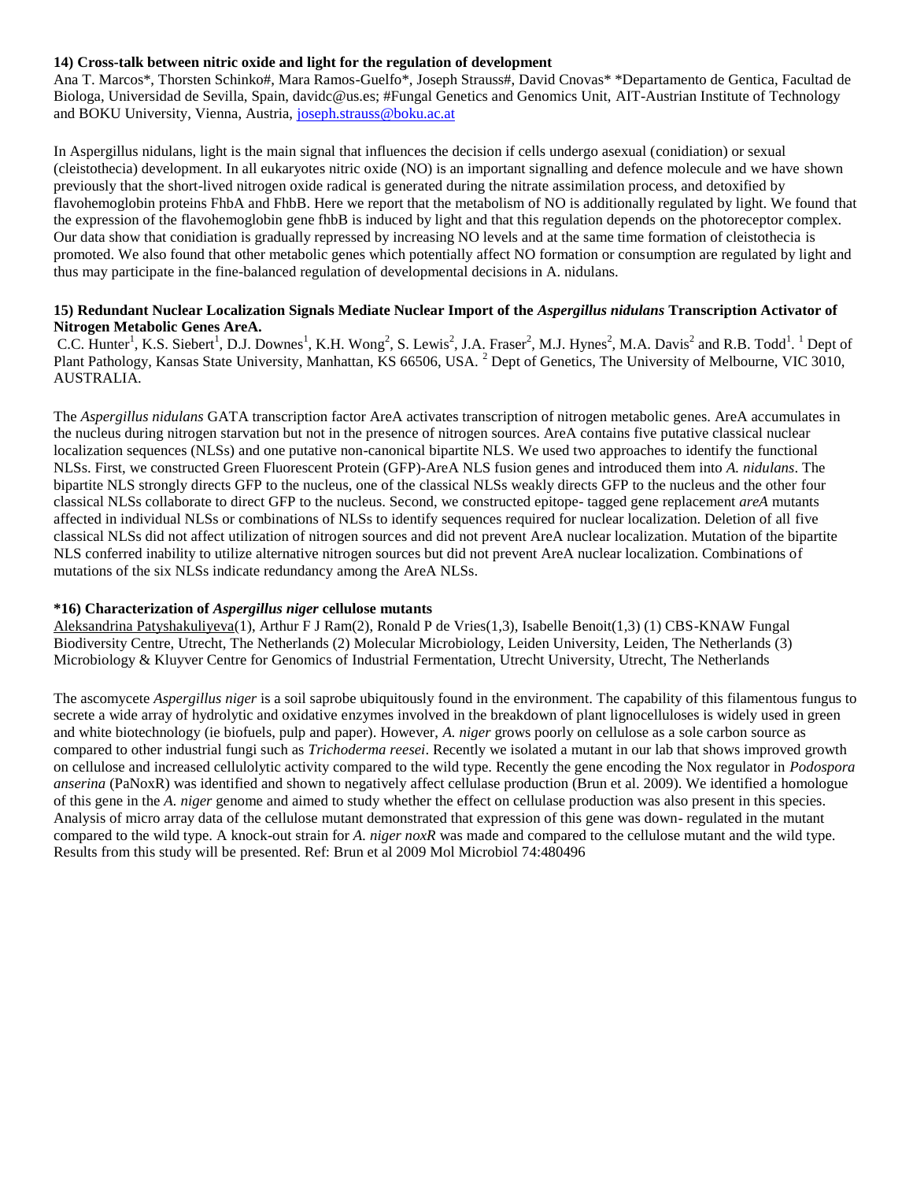**14) Cross-talk between nitric oxide and light for the regulation of development**

Ana T. Marcos*, Thorsten Schinko#, Mara Ramos-Guelfo*, Joseph Strauss#, David Cnovas* *Departamento de Gentica, Facultad de Biologa, Universidad de Sevilla, Spain, davidc@us.es; #Fungal Genetics and Genomics Unit, AIT-Austrian Institute of Technology and BOKU University, Vienna, Austria, joseph.strauss@boku.ac.at

In Aspergillus nidulans, light is the main signal that influences the decision if cells undergo asexual (conidiation) or sexual (cleistothecia) development. In all eukaryotes nitric oxide (NO) is an important signalling and defence molecule and we have shown previously that the short-lived nitrogen oxide radical is generated during the nitrate assimilation process, and detoxified by flavohemoglobin proteins FhbA and FhbB. Here we report that the metabolism of NO is additionally regulated by light. We found that the expression of the flavohemoglobin gene fhbB is induced by light and that this regulation depends on the photoreceptor complex. Our data show that conidiation is gradually repressed by increasing NO levels and at the same time formation of cleistothecia is promoted. We also found that other metabolic genes which potentially affect NO formation or consumption are regulated by light and thus may participate in the fine-balanced regulation of developmental decisions in A. nidulans.

**15) Redundant Nuclear Localization Signals Mediate Nuclear Import of the *Aspergillus nidulans* Transcription Activator of Nitrogen Metabolic Genes AreA.**

C.C. Hunter[1], K.S. Siebert[1], D.J. Downes[1], K.H. Wong[2], S. Lewis[2], J.A. Fraser[2], M.J. Hynes[2], M.A. Davis[2] and R.B. Todd[1]. [1] Dept of Plant Pathology, Kansas State University, Manhattan, KS 66506, USA. [2] Dept of Genetics, The University of Melbourne, VIC 3010, AUSTRALIA.

The *Aspergillus nidulans* GATA transcription factor AreA activates transcription of nitrogen metabolic genes. AreA accumulates in the nucleus during nitrogen starvation but not in the presence of nitrogen sources. AreA contains five putative classical nuclear localization sequences (NLSs) and one putative non-canonical bipartite NLS. We used two approaches to identify the functional NLSs. First, we constructed Green Fluorescent Protein (GFP)-AreA NLS fusion genes and introduced them into *A. nidulans*. The bipartite NLS strongly directs GFP to the nucleus, one of the classical NLSs weakly directs GFP to the nucleus and the other four classical NLSs collaborate to direct GFP to the nucleus. Second, we constructed epitope- tagged gene replacement *areA* mutants affected in individual NLSs or combinations of NLSs to identify sequences required for nuclear localization. Deletion of all five classical NLSs did not affect utilization of nitrogen sources and did not prevent AreA nuclear localization. Mutation of the bipartite NLS conferred inability to utilize alternative nitrogen sources but did not prevent AreA nuclear localization. Combinations of mutations of the six NLSs indicate redundancy among the AreA NLSs.

**\*16) Characterization of *Aspergillus niger* cellulose mutants**

Aleksandrina Patyshakuliyeva(1), Arthur F J Ram(2), Ronald P de Vries(1,3), Isabelle Benoit(1,3) (1) CBS-KNAW Fungal Biodiversity Centre, Utrecht, The Netherlands (2) Molecular Microbiology, Leiden University, Leiden, The Netherlands (3) Microbiology & Kluyver Centre for Genomics of Industrial Fermentation, Utrecht University, Utrecht, The Netherlands

The ascomycete *Aspergillus niger* is a soil saprobe ubiquitously found in the environment. The capability of this filamentous fungus to secrete a wide array of hydrolytic and oxidative enzymes involved in the breakdown of plant lignocelluloses is widely used in green and white biotechnology (ie biofuels, pulp and paper). However, *A. niger* grows poorly on cellulose as a sole carbon source as compared to other industrial fungi such as *Trichoderma reesei*. Recently we isolated a mutant in our lab that shows improved growth on cellulose and increased cellulolytic activity compared to the wild type. Recently the gene encoding the Nox regulator in *Podospora anserina* (PaNoxR) was identified and shown to negatively affect cellulase production (Brun et al. 2009). We identified a homologue of this gene in the *A. niger* genome and aimed to study whether the effect on cellulase production was also present in this species. Analysis of micro array data of the cellulose mutant demonstrated that expression of this gene was down- regulated in the mutant compared to the wild type. A knock-out strain for *A. niger noxR* was made and compared to the cellulose mutant and the wild type. Results from this study will be presented. Ref: Brun et al 2009 Mol Microbiol 74:480496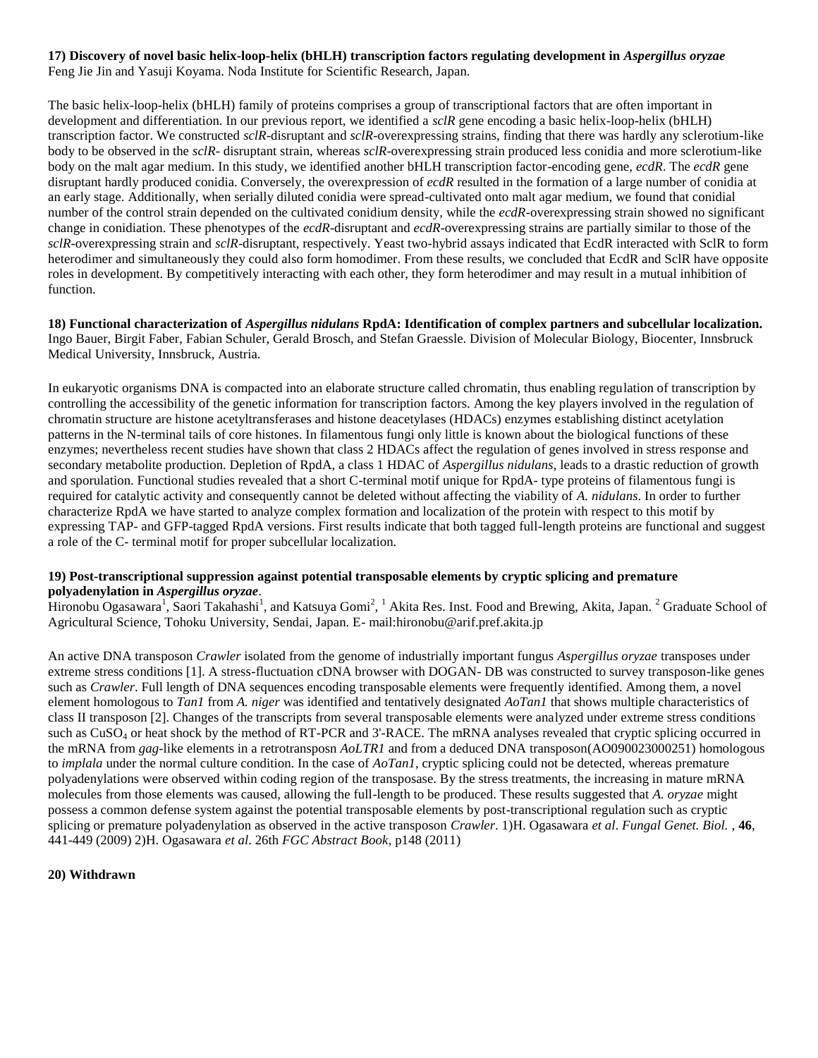**17) Discovery of novel basic helix-loop-helix (bHLH) transcription factors regulating development in *Aspergillus oryzae***
Feng Jie Jin and Yasuji Koyama. Noda Institute for Scientific Research, Japan.

The basic helix-loop-helix (bHLH) family of proteins comprises a group of transcriptional factors that are often important in development and differentiation. In our previous report, we identified a *sclR* gene encoding a basic helix-loop-helix (bHLH) transcription factor. We constructed *sclR*-disruptant and *sclR*-overexpressing strains, finding that there was hardly any sclerotium-like body to be observed in the *sclR*- disruptant strain, whereas *sclR*-overexpressing strain produced less conidia and more sclerotium-like body on the malt agar medium. In this study, we identified another bHLH transcription factor-encoding gene, *ecdR*. The *ecdR* gene disruptant hardly produced conidia. Conversely, the overexpression of *ecdR* resulted in the formation of a large number of conidia at an early stage. Additionally, when serially diluted conidia were spread-cultivated onto malt agar medium, we found that conidial number of the control strain depended on the cultivated conidium density, while the *ecdR*-overexpressing strain showed no significant change in conidiation. These phenotypes of the *ecdR*-disruptant and *ecdR*-overexpressing strains are partially similar to those of the *sclR*-overexpressing strain and *sclR*-disruptant, respectively. Yeast two-hybrid assays indicated that EcdR interacted with SclR to form heterodimer and simultaneously they could also form homodimer. From these results, we concluded that EcdR and SclR have opposite roles in development. By competitively interacting with each other, they form heterodimer and may result in a mutual inhibition of function.

**18) Functional characterization of *Aspergillus nidulans* RpdA: Identification of complex partners and subcellular localization.**
Ingo Bauer, Birgit Faber, Fabian Schuler, Gerald Brosch, and Stefan Graessle. Division of Molecular Biology, Biocenter, Innsbruck Medical University, Innsbruck, Austria.

In eukaryotic organisms DNA is compacted into an elaborate structure called chromatin, thus enabling regulation of transcription by controlling the accessibility of the genetic information for transcription factors. Among the key players involved in the regulation of chromatin structure are histone acetyltransferases and histone deacetylases (HDACs) enzymes establishing distinct acetylation patterns in the N-terminal tails of core histones. In filamentous fungi only little is known about the biological functions of these enzymes; nevertheless recent studies have shown that class 2 HDACs affect the regulation of genes involved in stress response and secondary metabolite production. Depletion of RpdA, a class 1 HDAC of *Aspergillus nidulans*, leads to a drastic reduction of growth and sporulation. Functional studies revealed that a short C-terminal motif unique for RpdA- type proteins of filamentous fungi is required for catalytic activity and consequently cannot be deleted without affecting the viability of *A. nidulans*. In order to further characterize RpdA we have started to analyze complex formation and localization of the protein with respect to this motif by expressing TAP- and GFP-tagged RpdA versions. First results indicate that both tagged full-length proteins are functional and suggest a role of the C- terminal motif for proper subcellular localization.

**19) Post-transcriptional suppression against potential transposable elements by cryptic splicing and premature polyadenylation in *Aspergillus oryzae*.**
Hironobu Ogasawara[1], Saori Takahashi[1], and Katsuya Gomi[2], [1] Akita Res. Inst. Food and Brewing, Akita, Japan. [2] Graduate School of Agricultural Science, Tohoku University, Sendai, Japan. E- mail:hironobu@arif.pref.akita.jp

An active DNA transposon *Crawler* isolated from the genome of industrially important fungus *Aspergillus oryzae* transposes under extreme stress conditions [1]. A stress-fluctuation cDNA browser with DOGAN- DB was constructed to survey transposon-like genes such as *Crawler*. Full length of DNA sequences encoding transposable elements were frequently identified. Among them, a novel element homologous to *Tan1* from *A. niger* was identified and tentatively designated *AoTan1* that shows multiple characteristics of class II transposon [2]. Changes of the transcripts from several transposable elements were analyzed under extreme stress conditions such as $CuSO_4$ or heat shock by the method of RT-PCR and 3'-RACE. The mRNA analyses revealed that cryptic splicing occurred in the mRNA from *gag*-like elements in a retrotransposn *AoLTR1* and from a deduced DNA transposon(AO090023000251) homologous to *implala* under the normal culture condition. In the case of *AoTan1*, cryptic splicing could not be detected, whereas premature polyadenylations were observed within coding region of the transposase. By the stress treatments, the increasing in mature mRNA molecules from those elements was caused, allowing the full-length to be produced. These results suggested that *A. oryzae* might possess a common defense system against the potential transposable elements by post-transcriptional regulation such as cryptic splicing or premature polyadenylation as observed in the active transposon *Crawler*. 1)H. Ogasawara *et al*. *Fungal Genet. Biol.* , **46**, 441-449 (2009) 2)H. Ogasawara *et al*. 26th *FGC Abstract Book*, p148 (2011)

**20) Withdrawn**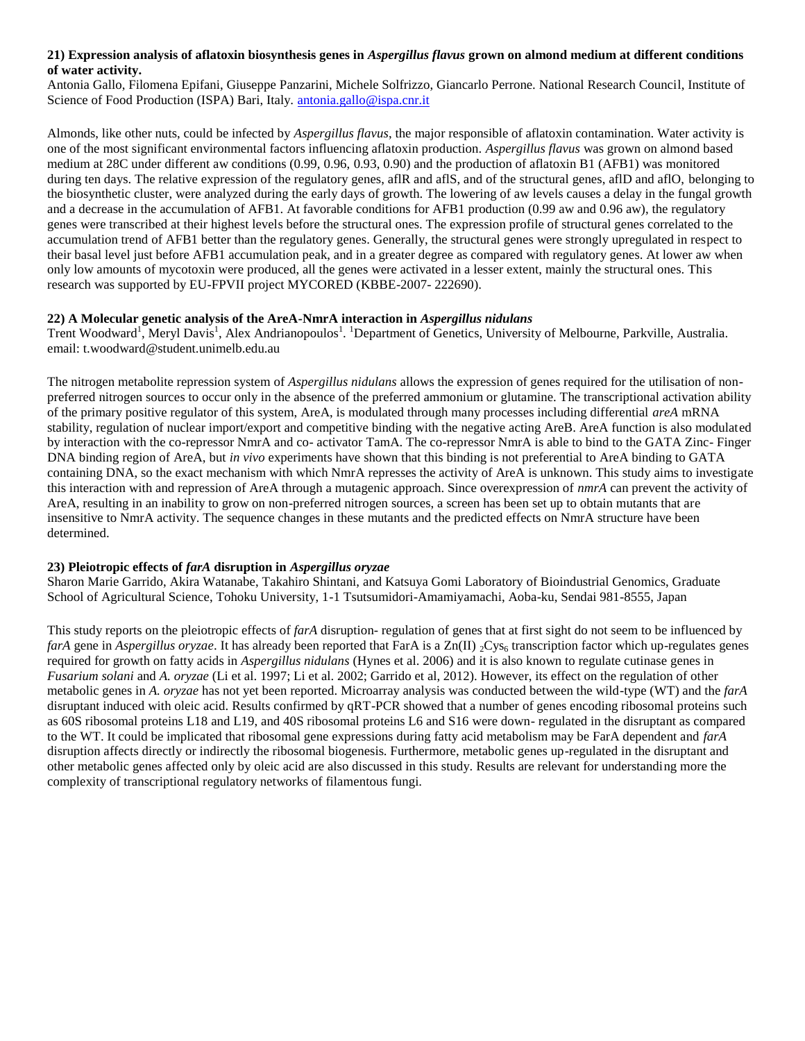### 21) Expression analysis of aflatoxin biosynthesis genes in *Aspergillus flavus* grown on almond medium at different conditions of water activity.

Antonia Gallo, Filomena Epifani, Giuseppe Panzarini, Michele Solfrizzo, Giancarlo Perrone. National Research Council, Institute of Science of Food Production (ISPA) Bari, Italy. antonia.gallo@ispa.cnr.it

Almonds, like other nuts, could be infected by *Aspergillus flavus*, the major responsible of aflatoxin contamination. Water activity is one of the most significant environmental factors influencing aflatoxin production. *Aspergillus flavus* was grown on almond based medium at 28C under different aw conditions (0.99, 0.96, 0.93, 0.90) and the production of aflatoxin B1 (AFB1) was monitored during ten days. The relative expression of the regulatory genes, aflR and aflS, and of the structural genes, aflD and aflO, belonging to the biosynthetic cluster, were analyzed during the early days of growth. The lowering of aw levels causes a delay in the fungal growth and a decrease in the accumulation of AFB1. At favorable conditions for AFB1 production (0.99 aw and 0.96 aw), the regulatory genes were transcribed at their highest levels before the structural ones. The expression profile of structural genes correlated to the accumulation trend of AFB1 better than the regulatory genes. Generally, the structural genes were strongly upregulated in respect to their basal level just before AFB1 accumulation peak, and in a greater degree as compared with regulatory genes. At lower aw when only low amounts of mycotoxin were produced, all the genes were activated in a lesser extent, mainly the structural ones. This research was supported by EU-FPVII project MYCORED (KBBE-2007- 222690).

### 22) A Molecular genetic analysis of the AreA-NmrA interaction in *Aspergillus nidulans*

Trent Woodward[1], Meryl Davis[1], Alex Andrianopoulos[1]. [1]Department of Genetics, University of Melbourne, Parkville, Australia. email: t.woodward@student.unimelb.edu.au

The nitrogen metabolite repression system of *Aspergillus nidulans* allows the expression of genes required for the utilisation of non-preferred nitrogen sources to occur only in the absence of the preferred ammonium or glutamine. The transcriptional activation ability of the primary positive regulator of this system, AreA, is modulated through many processes including differential *areA* mRNA stability, regulation of nuclear import/export and competitive binding with the negative acting AreB. AreA function is also modulated by interaction with the co-repressor NmrA and co- activator TamA. The co-repressor NmrA is able to bind to the GATA Zinc- Finger DNA binding region of AreA, but *in vivo* experiments have shown that this binding is not preferential to AreA binding to GATA containing DNA, so the exact mechanism with which NmrA represses the activity of AreA is unknown. This study aims to investigate this interaction with and repression of AreA through a mutagenic approach. Since overexpression of *nmrA* can prevent the activity of AreA, resulting in an inability to grow on non-preferred nitrogen sources, a screen has been set up to obtain mutants that are insensitive to NmrA activity. The sequence changes in these mutants and the predicted effects on NmrA structure have been determined.

### 23) Pleiotropic effects of *farA* disruption in *Aspergillus oryzae*

Sharon Marie Garrido, Akira Watanabe, Takahiro Shintani, and Katsuya Gomi Laboratory of Bioindustrial Genomics, Graduate School of Agricultural Science, Tohoku University, 1-1 Tsutsumidori-Amamiyamachi, Aoba-ku, Sendai 981-8555, Japan

This study reports on the pleiotropic effects of *farA* disruption- regulation of genes that at first sight do not seem to be influenced by *farA* gene in *Aspergillus oryzae*. It has already been reported that FarA is a Zn(II) $_2$Cys$_6$ transcription factor which up-regulates genes required for growth on fatty acids in *Aspergillus nidulans* (Hynes et al. 2006) and it is also known to regulate cutinase genes in *Fusarium solani* and *A. oryzae* (Li et al. 1997; Li et al. 2002; Garrido et al, 2012). However, its effect on the regulation of other metabolic genes in *A. oryzae* has not yet been reported. Microarray analysis was conducted between the wild-type (WT) and the *farA* disruptant induced with oleic acid. Results confirmed by qRT-PCR showed that a number of genes encoding ribosomal proteins such as 60S ribosomal proteins L18 and L19, and 40S ribosomal proteins L6 and S16 were down- regulated in the disruptant as compared to the WT. It could be implicated that ribosomal gene expressions during fatty acid metabolism may be FarA dependent and *farA* disruption affects directly or indirectly the ribosomal biogenesis. Furthermore, metabolic genes up-regulated in the disruptant and other metabolic genes affected only by oleic acid are also discussed in this study. Results are relevant for understanding more the complexity of transcriptional regulatory networks of filamentous fungi.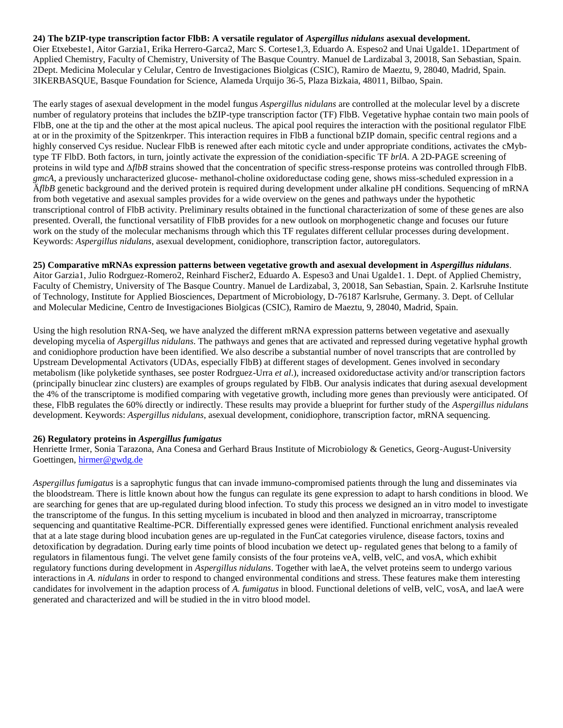**24) The bZIP-type transcription factor FlbB: A versatile regulator of *Aspergillus nidulans* asexual development.**
Oier Etxebeste1, Aitor Garzia1, Erika Herrero-Garca2, Marc S. Cortese1,3, Eduardo A. Espeso2 and Unai Ugalde1. 1Department of Applied Chemistry, Faculty of Chemistry, University of The Basque Country. Manuel de Lardizabal 3, 20018, San Sebastian, Spain. 2Dept. Medicina Molecular y Celular, Centro de Investigaciones Biolgicas (CSIC), Ramiro de Maeztu, 9, 28040, Madrid, Spain. 3IKERBASQUE, Basque Foundation for Science, Alameda Urquijo 36-5, Plaza Bizkaia, 48011, Bilbao, Spain.

The early stages of asexual development in the model fungus *Aspergillus nidulans* are controlled at the molecular level by a discrete number of regulatory proteins that includes the bZIP-type transcription factor (TF) FlbB. Vegetative hyphae contain two main pools of FlbB, one at the tip and the other at the most apical nucleus. The apical pool requires the interaction with the positional regulator FlbE at or in the proximity of the Spitzenkrper. This interaction requires in FlbB a functional bZIP domain, specific central regions and a highly conserved Cys residue. Nuclear FlbB is renewed after each mitotic cycle and under appropriate conditions, activates the cMyb-type TF FlbD. Both factors, in turn, jointly activate the expression of the conidiation-specific TF *brlA*. A 2D-PAGE screening of proteins in wild type and Δ*flbB* strains showed that the concentration of specific stress-response proteins was controlled through FlbB. *gmcA*, a previously uncharacterized glucose- methanol-choline oxidoreductase coding gene, shows miss-scheduled expression in a Ä*flbB* genetic background and the derived protein is required during development under alkaline pH conditions. Sequencing of mRNA from both vegetative and asexual samples provides for a wide overview on the genes and pathways under the hypothetic transcriptional control of FlbB activity. Preliminary results obtained in the functional characterization of some of these genes are also presented. Overall, the functional versatility of FlbB provides for a new outlook on morphogenetic change and focuses our future work on the study of the molecular mechanisms through which this TF regulates different cellular processes during development. Keywords: *Aspergillus nidulans*, asexual development, conidiophore, transcription factor, autoregulators.

**25) Comparative mRNAs expression patterns between vegetative growth and asexual development in *Aspergillus nidulans*.**
Aitor Garzia1, Julio Rodrguez-Romero2, Reinhard Fischer2, Eduardo A. Espeso3 and Unai Ugalde1. 1. Dept. of Applied Chemistry, Faculty of Chemistry, University of The Basque Country. Manuel de Lardizabal, 3, 20018, San Sebastian, Spain. 2. Karlsruhe Institute of Technology, Institute for Applied Biosciences, Department of Microbiology, D-76187 Karlsruhe, Germany. 3. Dept. of Cellular and Molecular Medicine, Centro de Investigaciones Biolgicas (CSIC), Ramiro de Maeztu, 9, 28040, Madrid, Spain.

Using the high resolution RNA-Seq, we have analyzed the different mRNA expression patterns between vegetative and asexually developing mycelia of *Aspergillus nidulans*. The pathways and genes that are activated and repressed during vegetative hyphal growth and conidiophore production have been identified. We also describe a substantial number of novel transcripts that are controlled by Upstream Developmental Activators (UDAs, especially FlbB) at different stages of development. Genes involved in secondary metabolism (like polyketide synthases, see poster Rodrguez-Urra *et al*.), increased oxidoreductase activity and/or transcription factors (principally binuclear zinc clusters) are examples of groups regulated by FlbB. Our analysis indicates that during asexual development the 4% of the transcriptome is modified comparing with vegetative growth, including more genes than previously were anticipated. Of these, FlbB regulates the 60% directly or indirectly. These results may provide a blueprint for further study of the *Aspergillus nidulans* development. Keywords: *Aspergillus nidulans*, asexual development, conidiophore, transcription factor, mRNA sequencing.

**26) Regulatory proteins in *Aspergillus fumigatus***
Henriette Irmer, Sonia Tarazona, Ana Conesa and Gerhard Braus Institute of Microbiology & Genetics, Georg-August-University Goettingen, hirmer@gwdg.de

*Aspergillus fumigatus* is a saprophytic fungus that can invade immuno-compromised patients through the lung and disseminates via the bloodstream. There is little known about how the fungus can regulate its gene expression to adapt to harsh conditions in blood. We are searching for genes that are up-regulated during blood infection. To study this process we designed an in vitro model to investigate the transcriptome of the fungus. In this setting mycelium is incubated in blood and then analyzed in microarray, transcriptome sequencing and quantitative Realtime-PCR. Differentially expressed genes were identified. Functional enrichment analysis revealed that at a late stage during blood incubation genes are up-regulated in the FunCat categories virulence, disease factors, toxins and detoxification by degradation. During early time points of blood incubation we detect up- regulated genes that belong to a family of regulators in filamentous fungi. The velvet gene family consists of the four proteins veA, velB, velC, and vosA, which exhibit regulatory functions during development in *Aspergillus nidulans*. Together with laeA, the velvet proteins seem to undergo various interactions in *A. nidulans* in order to respond to changed environmental conditions and stress. These features make them interesting candidates for involvement in the adaption process of *A. fumigatus* in blood. Functional deletions of velB, velC, vosA, and laeA were generated and characterized and will be studied in the in vitro blood model.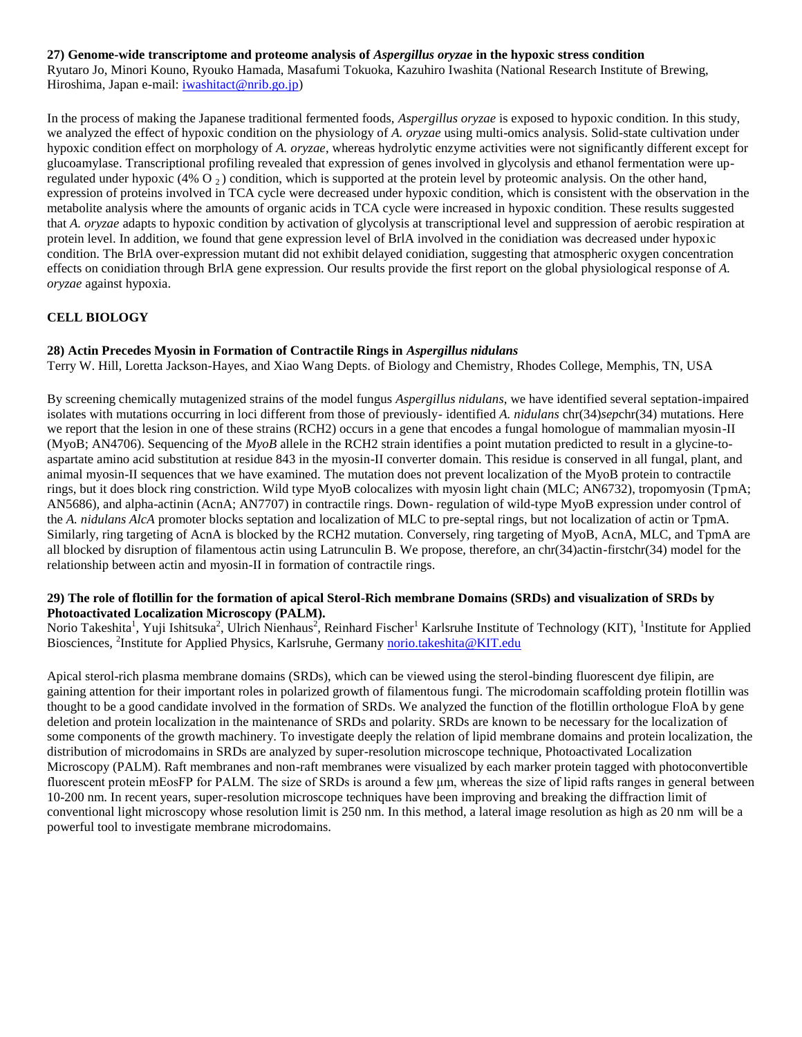**27) Genome-wide transcriptome and proteome analysis of *Aspergillus oryzae* in the hypoxic stress condition**
Ryutaro Jo, Minori Kouno, Ryouko Hamada, Masafumi Tokuoka, Kazuhiro Iwashita (National Research Institute of Brewing, Hiroshima, Japan e-mail: iwashitact@nrib.go.jp)

In the process of making the Japanese traditional fermented foods, *Aspergillus oryzae* is exposed to hypoxic condition. In this study, we analyzed the effect of hypoxic condition on the physiology of *A. oryzae* using multi-omics analysis. Solid-state cultivation under hypoxic condition effect on morphology of *A. oryzae*, whereas hydrolytic enzyme activities were not significantly different except for glucoamylase. Transcriptional profiling revealed that expression of genes involved in glycolysis and ethanol fermentation were up-regulated under hypoxic (4% $O_2$) condition, which is supported at the protein level by proteomic analysis. On the other hand, expression of proteins involved in TCA cycle were decreased under hypoxic condition, which is consistent with the observation in the metabolite analysis where the amounts of organic acids in TCA cycle were increased in hypoxic condition. These results suggested that *A. oryzae* adapts to hypoxic condition by activation of glycolysis at transcriptional level and suppression of aerobic respiration at protein level. In addition, we found that gene expression level of BrlA involved in the conidiation was decreased under hypoxic condition. The BrlA over-expression mutant did not exhibit delayed conidiation, suggesting that atmospheric oxygen concentration effects on conidiation through BrlA gene expression. Our results provide the first report on the global physiological response of *A. oryzae* against hypoxia.

## CELL BIOLOGY

**28) Actin Precedes Myosin in Formation of Contractile Rings in *Aspergillus nidulans***
Terry W. Hill, Loretta Jackson-Hayes, and Xiao Wang Depts. of Biology and Chemistry, Rhodes College, Memphis, TN, USA

By screening chemically mutagenized strains of the model fungus *Aspergillus nidulans*, we have identified several septation-impaired isolates with mutations occurring in loci different from those of previously- identified *A. nidulans* chr(34)*sep*chr(34) mutations. Here we report that the lesion in one of these strains (RCH2) occurs in a gene that encodes a fungal homologue of mammalian myosin-II (MyoB; AN4706). Sequencing of the *MyoB* allele in the RCH2 strain identifies a point mutation predicted to result in a glycine-to-aspartate amino acid substitution at residue 843 in the myosin-II converter domain. This residue is conserved in all fungal, plant, and animal myosin-II sequences that we have examined. The mutation does not prevent localization of the MyoB protein to contractile rings, but it does block ring constriction. Wild type MyoB colocalizes with myosin light chain (MLC; AN6732), tropomyosin (TpmA; AN5686), and alpha-actinin (AcnA; AN7707) in contractile rings. Down- regulation of wild-type MyoB expression under control of the *A. nidulans AlcA* promoter blocks septation and localization of MLC to pre-septal rings, but not localization of actin or TpmA. Similarly, ring targeting of AcnA is blocked by the RCH2 mutation. Conversely, ring targeting of MyoB, AcnA, MLC, and TpmA are all blocked by disruption of filamentous actin using Latrunculin B. We propose, therefore, an chr(34)actin-firstchr(34) model for the relationship between actin and myosin-II in formation of contractile rings.

**29) The role of flotillin for the formation of apical Sterol-Rich membrane Domains (SRDs) and visualization of SRDs by Photoactivated Localization Microscopy (PALM).**
Norio Takeshita[1], Yuji Ishitsuka[2], Ulrich Nienhaus[2], Reinhard Fischer[1] Karlsruhe Institute of Technology (KIT), [1]Institute for Applied Biosciences, [2]Institute for Applied Physics, Karlsruhe, Germany norio.takeshita@KIT.edu

Apical sterol-rich plasma membrane domains (SRDs), which can be viewed using the sterol-binding fluorescent dye filipin, are gaining attention for their important roles in polarized growth of filamentous fungi. The microdomain scaffolding protein flotillin was thought to be a good candidate involved in the formation of SRDs. We analyzed the function of the flotillin orthologue FloA by gene deletion and protein localization in the maintenance of SRDs and polarity. SRDs are known to be necessary for the localization of some components of the growth machinery. To investigate deeply the relation of lipid membrane domains and protein localization, the distribution of microdomains in SRDs are analyzed by super-resolution microscope technique, Photoactivated Localization Microscopy (PALM). Raft membranes and non-raft membranes were visualized by each marker protein tagged with photoconvertible fluorescent protein mEosFP for PALM. The size of SRDs is around a few μm, whereas the size of lipid rafts ranges in general between 10-200 nm. In recent years, super-resolution microscope techniques have been improving and breaking the diffraction limit of conventional light microscopy whose resolution limit is 250 nm. In this method, a lateral image resolution as high as 20 nm will be a powerful tool to investigate membrane microdomains.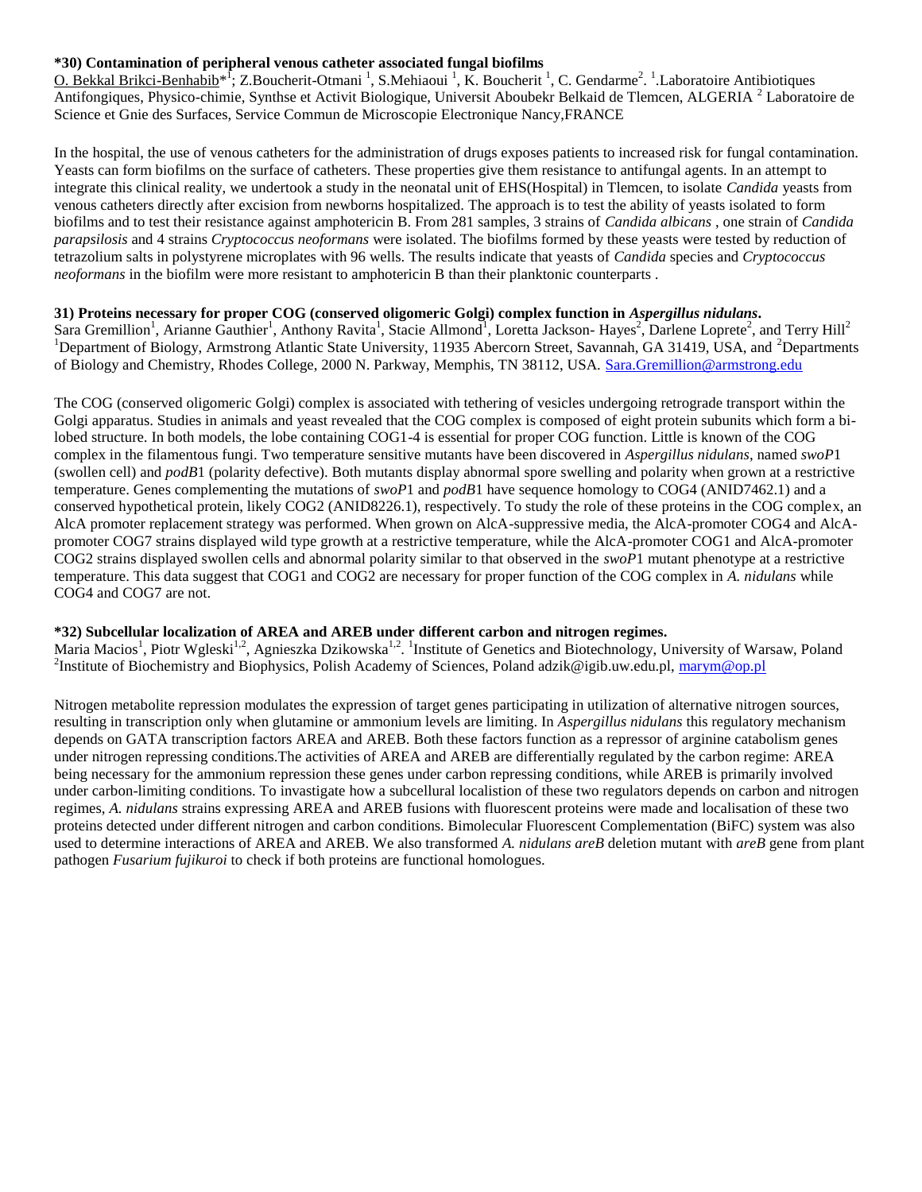**\*30) Contamination of peripheral venous catheter associated fungal biofilms**

O. Bekkal Brikci-Benhabib*[1]; Z.Boucherit-Otmani [1], S.Mehiaoui [1], K. Boucherit [1], C. Gendarme[2]. [1].Laboratoire Antibiotiques Antifongiques, Physico-chimie, Synthse et Activit Biologique, Universit Aboubekr Belkaid de Tlemcen, ALGERIA [2] Laboratoire de Science et Gnie des Surfaces, Service Commun de Microscopie Electronique Nancy,FRANCE

In the hospital, the use of venous catheters for the administration of drugs exposes patients to increased risk for fungal contamination. Yeasts can form biofilms on the surface of catheters. These properties give them resistance to antifungal agents. In an attempt to integrate this clinical reality, we undertook a study in the neonatal unit of EHS(Hospital) in Tlemcen, to isolate *Candida* yeasts from venous catheters directly after excision from newborns hospitalized. The approach is to test the ability of yeasts isolated to form biofilms and to test their resistance against amphotericin B. From 281 samples, 3 strains of *Candida albicans* , one strain of *Candida parapsilosis* and 4 strains *Cryptococcus neoformans* were isolated. The biofilms formed by these yeasts were tested by reduction of tetrazolium salts in polystyrene microplates with 96 wells. The results indicate that yeasts of *Candida* species and *Cryptococcus neoformans* in the biofilm were more resistant to amphotericin B than their planktonic counterparts .

**31) Proteins necessary for proper COG (conserved oligomeric Golgi) complex function in *Aspergillus nidulans*.**

Sara Gremillion[1], Arianne Gauthier[1], Anthony Ravita[1], Stacie Allmond[1], Loretta Jackson- Hayes[2], Darlene Loprete[2], and Terry Hill[2] [1]Department of Biology, Armstrong Atlantic State University, 11935 Abercorn Street, Savannah, GA 31419, USA, and [2]Departments of Biology and Chemistry, Rhodes College, 2000 N. Parkway, Memphis, TN 38112, USA. Sara.Gremillion@armstrong.edu

The COG (conserved oligomeric Golgi) complex is associated with tethering of vesicles undergoing retrograde transport within the Golgi apparatus. Studies in animals and yeast revealed that the COG complex is composed of eight protein subunits which form a bi-lobed structure. In both models, the lobe containing COG1-4 is essential for proper COG function. Little is known of the COG complex in the filamentous fungi. Two temperature sensitive mutants have been discovered in *Aspergillus nidulans*, named *swoP*1 (swollen cell) and *podB*1 (polarity defective). Both mutants display abnormal spore swelling and polarity when grown at a restrictive temperature. Genes complementing the mutations of *swoP*1 and *podB*1 have sequence homology to COG4 (ANID7462.1) and a conserved hypothetical protein, likely COG2 (ANID8226.1), respectively. To study the role of these proteins in the COG complex, an AlcA promoter replacement strategy was performed. When grown on AlcA-suppressive media, the AlcA-promoter COG4 and AlcA-promoter COG7 strains displayed wild type growth at a restrictive temperature, while the AlcA-promoter COG1 and AlcA-promoter COG2 strains displayed swollen cells and abnormal polarity similar to that observed in the *swoP*1 mutant phenotype at a restrictive temperature. This data suggest that COG1 and COG2 are necessary for proper function of the COG complex in *A. nidulans* while COG4 and COG7 are not.

**\*32) Subcellular localization of AREA and AREB under different carbon and nitrogen regimes.**

Maria Macios[1], Piotr Wgleski[1,2], Agnieszka Dzikowska[1,2]. [1]Institute of Genetics and Biotechnology, University of Warsaw, Poland [2]Institute of Biochemistry and Biophysics, Polish Academy of Sciences, Poland adzik@igib.uw.edu.pl, marym@op.pl

Nitrogen metabolite repression modulates the expression of target genes participating in utilization of alternative nitrogen sources, resulting in transcription only when glutamine or ammonium levels are limiting. In *Aspergillus nidulans* this regulatory mechanism depends on GATA transcription factors AREA and AREB. Both these factors function as a repressor of arginine catabolism genes under nitrogen repressing conditions.The activities of AREA and AREB are differentially regulated by the carbon regime: AREA being necessary for the ammonium repression these genes under carbon repressing conditions, while AREB is primarily involved under carbon-limiting conditions. To invastigate how a subcellural localistion of these two regulators depends on carbon and nitrogen regimes, *A. nidulans* strains expressing AREA and AREB fusions with fluorescent proteins were made and localisation of these two proteins detected under different nitrogen and carbon conditions. Bimolecular Fluorescent Complementation (BiFC) system was also used to determine interactions of AREA and AREB. We also transformed *A. nidulans areB* deletion mutant with *areB* gene from plant pathogen *Fusarium fujikuroi* to check if both proteins are functional homologues.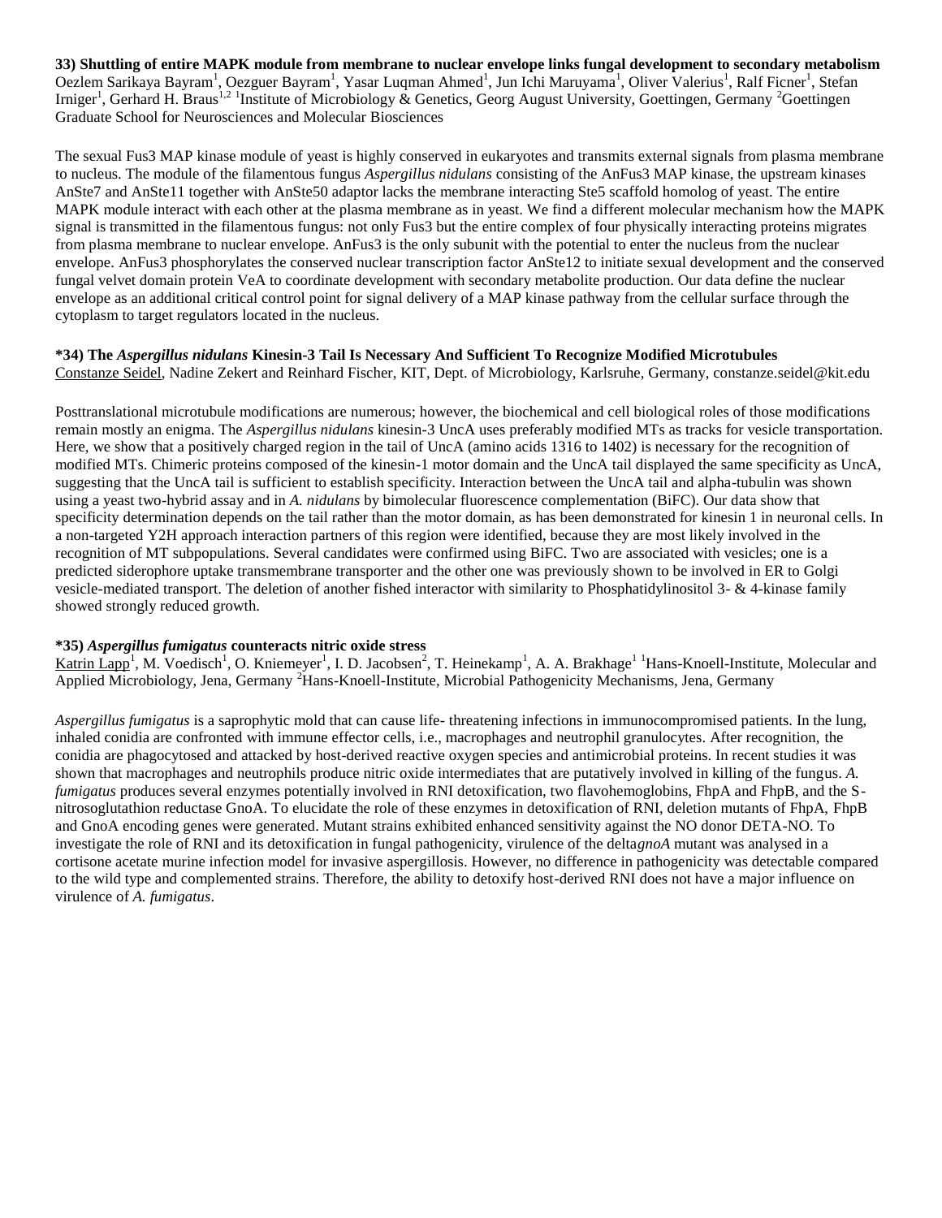**33) Shuttling of entire MAPK module from membrane to nuclear envelope links fungal development to secondary metabolism**
Oezlem Sarikaya Bayram[1], Oezguer Bayram[1], Yasar Luqman Ahmed[1], Jun Ichi Maruyama[1], Oliver Valerius[1], Ralf Ficner[1], Stefan Irniger[1], Gerhard H. Braus[1,2] [1]Institute of Microbiology & Genetics, Georg August University, Goettingen, Germany [2]Goettingen Graduate School for Neurosciences and Molecular Biosciences

The sexual Fus3 MAP kinase module of yeast is highly conserved in eukaryotes and transmits external signals from plasma membrane to nucleus. The module of the filamentous fungus *Aspergillus nidulans* consisting of the AnFus3 MAP kinase, the upstream kinases AnSte7 and AnSte11 together with AnSte50 adaptor lacks the membrane interacting Ste5 scaffold homolog of yeast. The entire MAPK module interact with each other at the plasma membrane as in yeast. We find a different molecular mechanism how the MAPK signal is transmitted in the filamentous fungus: not only Fus3 but the entire complex of four physically interacting proteins migrates from plasma membrane to nuclear envelope. AnFus3 is the only subunit with the potential to enter the nucleus from the nuclear envelope. AnFus3 phosphorylates the conserved nuclear transcription factor AnSte12 to initiate sexual development and the conserved fungal velvet domain protein VeA to coordinate development with secondary metabolite production. Our data define the nuclear envelope as an additional critical control point for signal delivery of a MAP kinase pathway from the cellular surface through the cytoplasm to target regulators located in the nucleus.

**\*34) The *Aspergillus nidulans* Kinesin-3 Tail Is Necessary And Sufficient To Recognize Modified Microtubules**
Constanze Seidel, Nadine Zekert and Reinhard Fischer, KIT, Dept. of Microbiology, Karlsruhe, Germany, constanze.seidel@kit.edu

Posttranslational microtubule modifications are numerous; however, the biochemical and cell biological roles of those modifications remain mostly an enigma. The *Aspergillus nidulans* kinesin-3 UncA uses preferably modified MTs as tracks for vesicle transportation. Here, we show that a positively charged region in the tail of UncA (amino acids 1316 to 1402) is necessary for the recognition of modified MTs. Chimeric proteins composed of the kinesin-1 motor domain and the UncA tail displayed the same specificity as UncA, suggesting that the UncA tail is sufficient to establish specificity. Interaction between the UncA tail and alpha-tubulin was shown using a yeast two-hybrid assay and in *A. nidulans* by bimolecular fluorescence complementation (BiFC). Our data show that specificity determination depends on the tail rather than the motor domain, as has been demonstrated for kinesin 1 in neuronal cells. In a non-targeted Y2H approach interaction partners of this region were identified, because they are most likely involved in the recognition of MT subpopulations. Several candidates were confirmed using BiFC. Two are associated with vesicles; one is a predicted siderophore uptake transmembrane transporter and the other one was previously shown to be involved in ER to Golgi vesicle-mediated transport. The deletion of another fished interactor with similarity to Phosphatidylinositol 3- & 4-kinase family showed strongly reduced growth.

**\*35) *Aspergillus fumigatus* counteracts nitric oxide stress**
Katrin Lapp[1], M. Voedisch[1], O. Kniemeyer[1], I. D. Jacobsen[2], T. Heinekamp[1], A. A. Brakhage[1] [1]Hans-Knoell-Institute, Molecular and Applied Microbiology, Jena, Germany [2]Hans-Knoell-Institute, Microbial Pathogenicity Mechanisms, Jena, Germany

*Aspergillus fumigatus* is a saprophytic mold that can cause life- threatening infections in immunocompromised patients. In the lung, inhaled conidia are confronted with immune effector cells, i.e., macrophages and neutrophil granulocytes. After recognition, the conidia are phagocytosed and attacked by host-derived reactive oxygen species and antimicrobial proteins. In recent studies it was shown that macrophages and neutrophils produce nitric oxide intermediates that are putatively involved in killing of the fungus. *A. fumigatus* produces several enzymes potentially involved in RNI detoxification, two flavohemoglobins, FhpA and FhpB, and the S-nitrosoglutathion reductase GnoA. To elucidate the role of these enzymes in detoxification of RNI, deletion mutants of FhpA, FhpB and GnoA encoding genes were generated. Mutant strains exhibited enhanced sensitivity against the NO donor DETA-NO. To investigate the role of RNI and its detoxification in fungal pathogenicity, virulence of the delta*gnoA* mutant was analysed in a cortisone acetate murine infection model for invasive aspergillosis. However, no difference in pathogenicity was detectable compared to the wild type and complemented strains. Therefore, the ability to detoxify host-derived RNI does not have a major influence on virulence of *A. fumigatus*.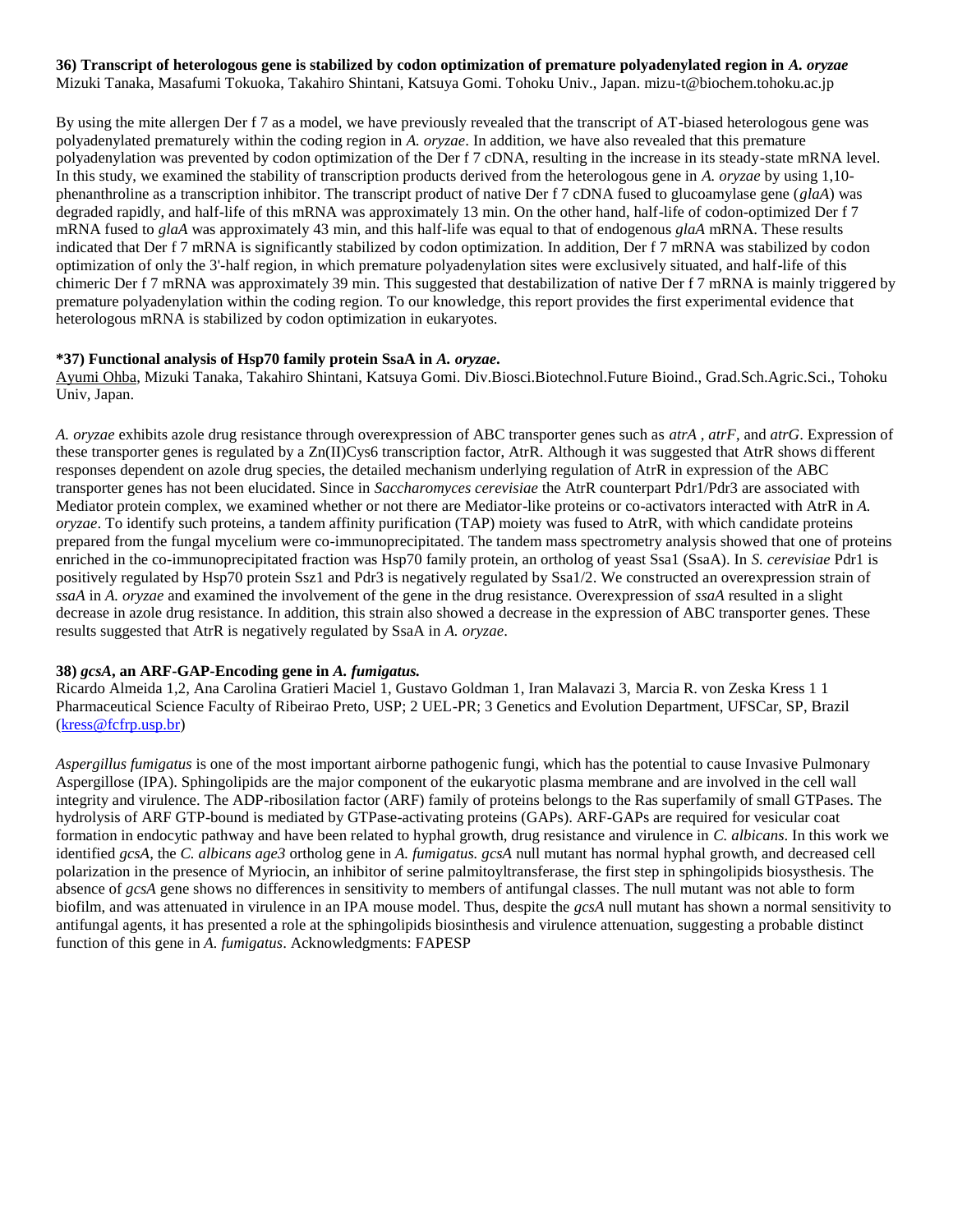### 36) Transcript of heterologous gene is stabilized by codon optimization of premature polyadenylated region in *A. oryzae*

Mizuki Tanaka, Masafumi Tokuoka, Takahiro Shintani, Katsuya Gomi. Tohoku Univ., Japan. mizu-t@biochem.tohoku.ac.jp

By using the mite allergen Der f 7 as a model, we have previously revealed that the transcript of AT-biased heterologous gene was polyadenylated prematurely within the coding region in *A. oryzae*. In addition, we have also revealed that this premature polyadenylation was prevented by codon optimization of the Der f 7 cDNA, resulting in the increase in its steady-state mRNA level. In this study, we examined the stability of transcription products derived from the heterologous gene in *A. oryzae* by using 1,10-phenanthroline as a transcription inhibitor. The transcript product of native Der f 7 cDNA fused to glucoamylase gene (*glaA*) was degraded rapidly, and half-life of this mRNA was approximately 13 min. On the other hand, half-life of codon-optimized Der f 7 mRNA fused to *glaA* was approximately 43 min, and this half-life was equal to that of endogenous *glaA* mRNA. These results indicated that Der f 7 mRNA is significantly stabilized by codon optimization. In addition, Der f 7 mRNA was stabilized by codon optimization of only the 3'-half region, in which premature polyadenylation sites were exclusively situated, and half-life of this chimeric Der f 7 mRNA was approximately 39 min. This suggested that destabilization of native Der f 7 mRNA is mainly triggered by premature polyadenylation within the coding region. To our knowledge, this report provides the first experimental evidence that heterologous mRNA is stabilized by codon optimization in eukaryotes.

### *37) Functional analysis of Hsp70 family protein SsaA in *A. oryzae*.

Ayumi Ohba, Mizuki Tanaka, Takahiro Shintani, Katsuya Gomi. Div.Biosci.Biotechnol.Future Bioind., Grad.Sch.Agric.Sci., Tohoku Univ, Japan.

*A. oryzae* exhibits azole drug resistance through overexpression of ABC transporter genes such as *atrA* , *atrF*, and *atrG*. Expression of these transporter genes is regulated by a Zn(II)Cys6 transcription factor, AtrR. Although it was suggested that AtrR shows different responses dependent on azole drug species, the detailed mechanism underlying regulation of AtrR in expression of the ABC transporter genes has not been elucidated. Since in *Saccharomyces cerevisiae* the AtrR counterpart Pdr1/Pdr3 are associated with Mediator protein complex, we examined whether or not there are Mediator-like proteins or co-activators interacted with AtrR in *A. oryzae*. To identify such proteins, a tandem affinity purification (TAP) moiety was fused to AtrR, with which candidate proteins prepared from the fungal mycelium were co-immunoprecipitated. The tandem mass spectrometry analysis showed that one of proteins enriched in the co-immunoprecipitated fraction was Hsp70 family protein, an ortholog of yeast Ssa1 (SsaA). In *S. cerevisiae* Pdr1 is positively regulated by Hsp70 protein Ssz1 and Pdr3 is negatively regulated by Ssa1/2. We constructed an overexpression strain of *ssaA* in *A. oryzae* and examined the involvement of the gene in the drug resistance. Overexpression of *ssaA* resulted in a slight decrease in azole drug resistance. In addition, this strain also showed a decrease in the expression of ABC transporter genes. These results suggested that AtrR is negatively regulated by SsaA in *A. oryzae*.

### 38) *gcsA*, an ARF-GAP-Encoding gene in *A. fumigatus.*

Ricardo Almeida 1,2, Ana Carolina Gratieri Maciel 1, Gustavo Goldman 1, Iran Malavazi 3, Marcia R. von Zeska Kress 1 1 Pharmaceutical Science Faculty of Ribeirao Preto, USP; 2 UEL-PR; 3 Genetics and Evolution Department, UFSCar, SP, Brazil (kress@fcfrp.usp.br)

*Aspergillus fumigatus* is one of the most important airborne pathogenic fungi, which has the potential to cause Invasive Pulmonary Aspergillose (IPA). Sphingolipids are the major component of the eukaryotic plasma membrane and are involved in the cell wall integrity and virulence. The ADP-ribosilation factor (ARF) family of proteins belongs to the Ras superfamily of small GTPases. The hydrolysis of ARF GTP-bound is mediated by GTPase-activating proteins (GAPs). ARF-GAPs are required for vesicular coat formation in endocytic pathway and have been related to hyphal growth, drug resistance and virulence in *C. albicans*. In this work we identified *gcsA*, the *C. albicans age3* ortholog gene in *A. fumigatus. gcsA* null mutant has normal hyphal growth, and decreased cell polarization in the presence of Myriocin, an inhibitor of serine palmitoyltransferase, the first step in sphingolipids biosysthesis. The absence of *gcsA* gene shows no differences in sensitivity to members of antifungal classes. The null mutant was not able to form biofilm, and was attenuated in virulence in an IPA mouse model. Thus, despite the *gcsA* null mutant has shown a normal sensitivity to antifungal agents, it has presented a role at the sphingolipids biosinthesis and virulence attenuation, suggesting a probable distinct function of this gene in *A. fumigatus*. Acknowledgments: FAPESP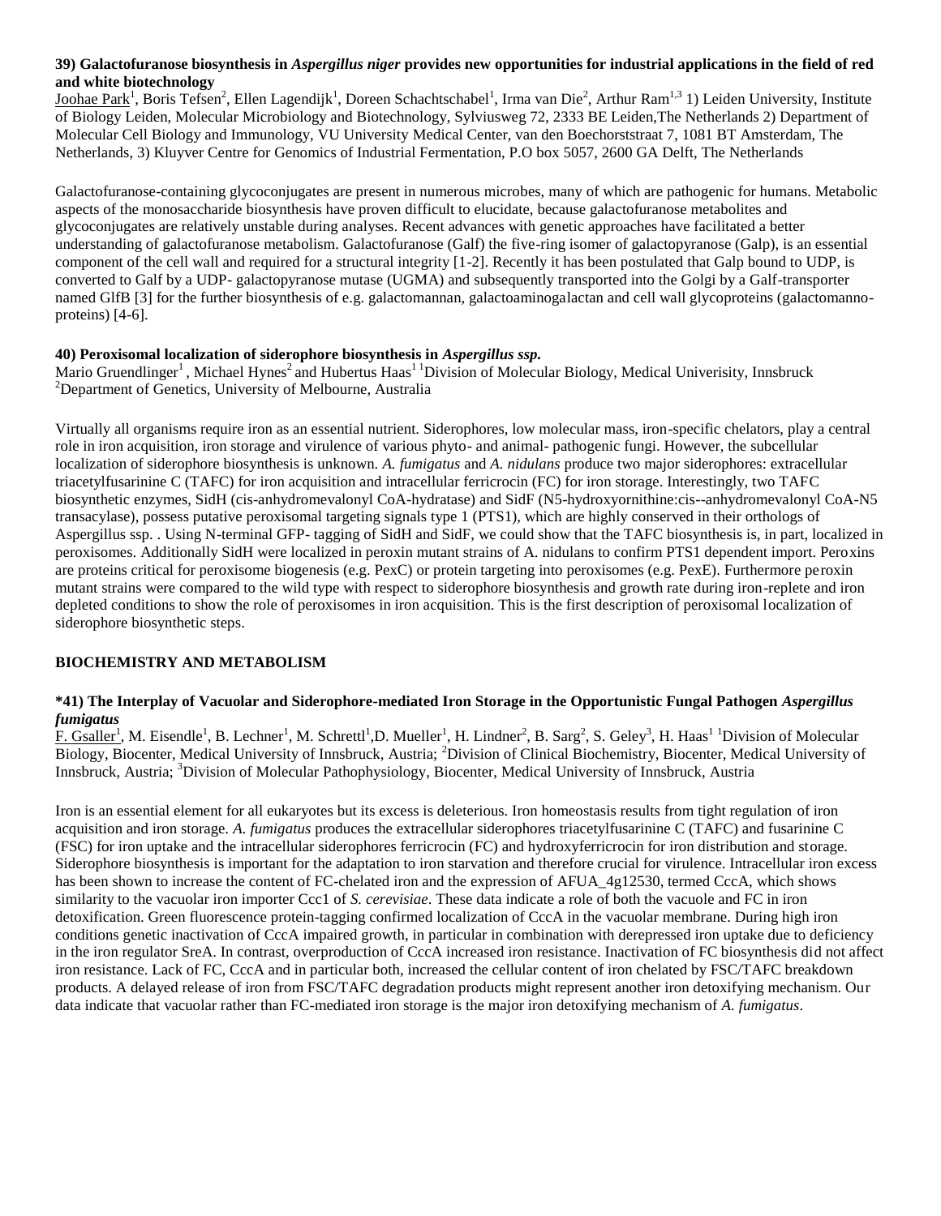**39) Galactofuranose biosynthesis in *Aspergillus niger* provides new opportunities for industrial applications in the field of red and white biotechnology**

Joohae Park[1], Boris Tefsen[2], Ellen Lagendijk[1], Doreen Schachtschabel[1], Irma van Die[2], Arthur Ram[1,3] 1) Leiden University, Institute of Biology Leiden, Molecular Microbiology and Biotechnology, Sylviusweg 72, 2333 BE Leiden,The Netherlands 2) Department of Molecular Cell Biology and Immunology, VU University Medical Center, van den Boechorststraat 7, 1081 BT Amsterdam, The Netherlands, 3) Kluyver Centre for Genomics of Industrial Fermentation, P.O box 5057, 2600 GA Delft, The Netherlands

Galactofuranose-containing glycoconjugates are present in numerous microbes, many of which are pathogenic for humans. Metabolic aspects of the monosaccharide biosynthesis have proven difficult to elucidate, because galactofuranose metabolites and glycoconjugates are relatively unstable during analyses. Recent advances with genetic approaches have facilitated a better understanding of galactofuranose metabolism. Galactofuranose (Galf) the five-ring isomer of galactopyranose (Galp), is an essential component of the cell wall and required for a structural integrity [1-2]. Recently it has been postulated that Galp bound to UDP, is converted to Galf by a UDP- galactopyranose mutase (UGMA) and subsequently transported into the Golgi by a Galf-transporter named GlfB [3] for the further biosynthesis of e.g. galactomannan, galactoaminogalactan and cell wall glycoproteins (galactomanno-proteins) [4-6].

**40) Peroxisomal localization of siderophore biosynthesis in *Aspergillus ssp.***

Mario Gruendlinger[1], Michael Hynes[2] and Hubertus Haas[1] [1]Division of Molecular Biology, Medical Univerisity, Innsbruck [2]Department of Genetics, University of Melbourne, Australia

Virtually all organisms require iron as an essential nutrient. Siderophores, low molecular mass, iron-specific chelators, play a central role in iron acquisition, iron storage and virulence of various phyto- and animal- pathogenic fungi. However, the subcellular localization of siderophore biosynthesis is unknown. *A. fumigatus* and *A. nidulans* produce two major siderophores: extracellular triacetylfusarinine C (TAFC) for iron acquisition and intracellular ferricrocin (FC) for iron storage. Interestingly, two TAFC biosynthetic enzymes, SidH (cis-anhydromevalonyl CoA-hydratase) and SidF (N5-hydroxyornithine:cis--anhydromevalonyl CoA-N5 transacylase), possess putative peroxisomal targeting signals type 1 (PTS1), which are highly conserved in their orthologs of Aspergillus ssp. . Using N-terminal GFP- tagging of SidH and SidF, we could show that the TAFC biosynthesis is, in part, localized in peroxisomes. Additionally SidH were localized in peroxin mutant strains of A. nidulans to confirm PTS1 dependent import. Peroxins are proteins critical for peroxisome biogenesis (e.g. PexC) or protein targeting into peroxisomes (e.g. PexE). Furthermore peroxin mutant strains were compared to the wild type with respect to siderophore biosynthesis and growth rate during iron-replete and iron depleted conditions to show the role of peroxisomes in iron acquisition. This is the first description of peroxisomal localization of siderophore biosynthetic steps.

## BIOCHEMISTRY AND METABOLISM

**\*41) The Interplay of Vacuolar and Siderophore-mediated Iron Storage in the Opportunistic Fungal Pathogen *Aspergillus fumigatus***

F. Gsaller[1], M. Eisendle[1], B. Lechner[1], M. Schrettl[1], D. Mueller[1], H. Lindner[2], B. Sarg[2], S. Geley[3], H. Haas[1] [1]Division of Molecular Biology, Biocenter, Medical University of Innsbruck, Austria; [2]Division of Clinical Biochemistry, Biocenter, Medical University of Innsbruck, Austria; [3]Division of Molecular Pathophysiology, Biocenter, Medical University of Innsbruck, Austria

Iron is an essential element for all eukaryotes but its excess is deleterious. Iron homeostasis results from tight regulation of iron acquisition and iron storage. *A. fumigatus* produces the extracellular siderophores triacetylfusarinine C (TAFC) and fusarinine C (FSC) for iron uptake and the intracellular siderophores ferricrocin (FC) and hydroxyferricrocin for iron distribution and storage. Siderophore biosynthesis is important for the adaptation to iron starvation and therefore crucial for virulence. Intracellular iron excess has been shown to increase the content of FC-chelated iron and the expression of AFUA_4g12530, termed CccA, which shows similarity to the vacuolar iron importer Ccc1 of *S. cerevisiae*. These data indicate a role of both the vacuole and FC in iron detoxification. Green fluorescence protein-tagging confirmed localization of CccA in the vacuolar membrane. During high iron conditions genetic inactivation of CccA impaired growth, in particular in combination with derepressed iron uptake due to deficiency in the iron regulator SreA. In contrast, overproduction of CccA increased iron resistance. Inactivation of FC biosynthesis did not affect iron resistance. Lack of FC, CccA and in particular both, increased the cellular content of iron chelated by FSC/TAFC breakdown products. A delayed release of iron from FSC/TAFC degradation products might represent another iron detoxifying mechanism. Our data indicate that vacuolar rather than FC-mediated iron storage is the major iron detoxifying mechanism of *A. fumigatus*.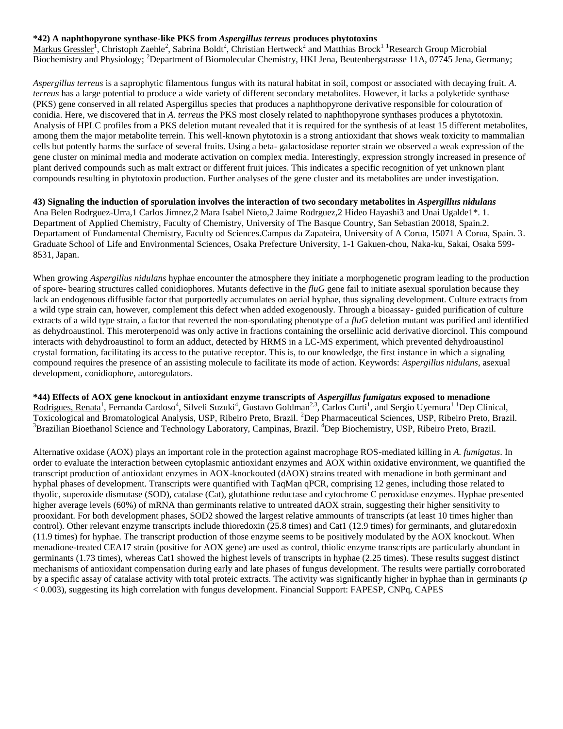**\*42) A naphthopyrone synthase-like PKS from *Aspergillus terreus* produces phytotoxins**

Markus Gressler[1], Christoph Zaehle[2], Sabrina Boldt[2], Christian Hertweck[2] and Matthias Brock[1] [1]Research Group Microbial Biochemistry and Physiology; [2]Department of Biomolecular Chemistry, HKI Jena, Beutenbergstrasse 11A, 07745 Jena, Germany;

*Aspergillus terreus* is a saprophytic filamentous fungus with its natural habitat in soil, compost or associated with decaying fruit. *A. terreus* has a large potential to produce a wide variety of different secondary metabolites. However, it lacks a polyketide synthase (PKS) gene conserved in all related Aspergillus species that produces a naphthopyrone derivative responsible for colouration of conidia. Here, we discovered that in *A. terreus* the PKS most closely related to naphthopyrone synthases produces a phytotoxin. Analysis of HPLC profiles from a PKS deletion mutant revealed that it is required for the synthesis of at least 15 different metabolites, among them the major metabolite terrein. This well-known phytotoxin is a strong antioxidant that shows weak toxicity to mammalian cells but potently harms the surface of several fruits. Using a beta- galactosidase reporter strain we observed a weak expression of the gene cluster on minimal media and moderate activation on complex media. Interestingly, expression strongly increased in presence of plant derived compounds such as malt extract or different fruit juices. This indicates a specific recognition of yet unknown plant compounds resulting in phytotoxin production. Further analyses of the gene cluster and its metabolites are under investigation.

**43) Signaling the induction of sporulation involves the interaction of two secondary metabolites in *Aspergillus nidulans***

Ana Belen Rodrguez-Urra,1 Carlos Jimnez,2 Mara Isabel Nieto,2 Jaime Rodrguez,2 Hideo Hayashi3 and Unai Ugalde1*. 1. Department of Applied Chemistry, Faculty of Chemistry, University of The Basque Country, San Sebastian 20018, Spain.2. Departament of Fundamental Chemistry, Faculty od Sciences.Campus da Zapateira, University of A Corua, 15071 A Corua, Spain. 3. Graduate School of Life and Environmental Sciences, Osaka Prefecture University, 1-1 Gakuen-chou, Naka-ku, Sakai, Osaka 599-8531, Japan.

When growing *Aspergillus nidulans* hyphae encounter the atmosphere they initiate a morphogenetic program leading to the production of spore- bearing structures called conidiophores. Mutants defective in the *fluG* gene fail to initiate asexual sporulation because they lack an endogenous diffusible factor that purportedly accumulates on aerial hyphae, thus signaling development. Culture extracts from a wild type strain can, however, complement this defect when added exogenously. Through a bioassay- guided purification of culture extracts of a wild type strain, a factor that reverted the non-sporulating phenotype of a *fluG* deletion mutant was purified and identified as dehydroaustinol. This meroterpenoid was only active in fractions containing the orsellinic acid derivative diorcinol. This compound interacts with dehydroaustinol to form an adduct, detected by HRMS in a LC-MS experiment, which prevented dehydroaustinol crystal formation, facilitating its access to the putative receptor. This is, to our knowledge, the first instance in which a signaling compound requires the presence of an assisting molecule to facilitate its mode of action. Keywords: *Aspergillus nidulans*, asexual development, conidiophore, autoregulators.

**\*44) Effects of AOX gene knockout in antioxidant enzyme transcripts of *Aspergillus fumigatus* exposed to menadione**

Rodrigues, Renata[1], Fernanda Cardoso[4], Silveli Suzuki[4], Gustavo Goldman[2,3], Carlos Curti[1], and Sergio Uyemura[1] [1]Dep Clinical, Toxicological and Bromatological Analysis, USP, Ribeiro Preto, Brazil. [2]Dep Pharmaceutical Sciences, USP, Ribeiro Preto, Brazil. [3]Brazilian Bioethanol Science and Technology Laboratory, Campinas, Brazil. [4]Dep Biochemistry, USP, Ribeiro Preto, Brazil.

Alternative oxidase (AOX) plays an important role in the protection against macrophage ROS-mediated killing in *A. fumigatus*. In order to evaluate the interaction between cytoplasmic antioxidant enzymes and AOX within oxidative environment, we quantified the transcript production of antioxidant enzymes in AOX-knockouted (dAOX) strains treated with menadione in both germinant and hyphal phases of development. Transcripts were quantified with TaqMan qPCR, comprising 12 genes, including those related to thyolic, superoxide dismutase (SOD), catalase (Cat), glutathione reductase and cytochrome C peroxidase enzymes. Hyphae presented higher average levels (60%) of mRNA than germinants relative to untreated dAOX strain, suggesting their higher sensitivity to prooxidant. For both development phases, SOD2 showed the largest relative ammounts of transcripts (at least 10 times higher than control). Other relevant enzyme transcripts include thioredoxin (25.8 times) and Cat1 (12.9 times) for germinants, and glutaredoxin (11.9 times) for hyphae. The transcript production of those enzyme seems to be positively modulated by the AOX knockout. When menadione-treated CEA17 strain (positive for AOX gene) are used as control, thiolic enzyme transcripts are particularly abundant in germinants (1.73 times), whereas Cat1 showed the highest levels of transcripts in hyphae (2.25 times). These results suggest distinct mechanisms of antioxidant compensation during early and late phases of fungus development. The results were partially corroborated by a specific assay of catalase activity with total proteic extracts. The activity was significantly higher in hyphae than in germinants ($p < 0.003$), suggesting its high correlation with fungus development. Financial Support: FAPESP, CNPq, CAPES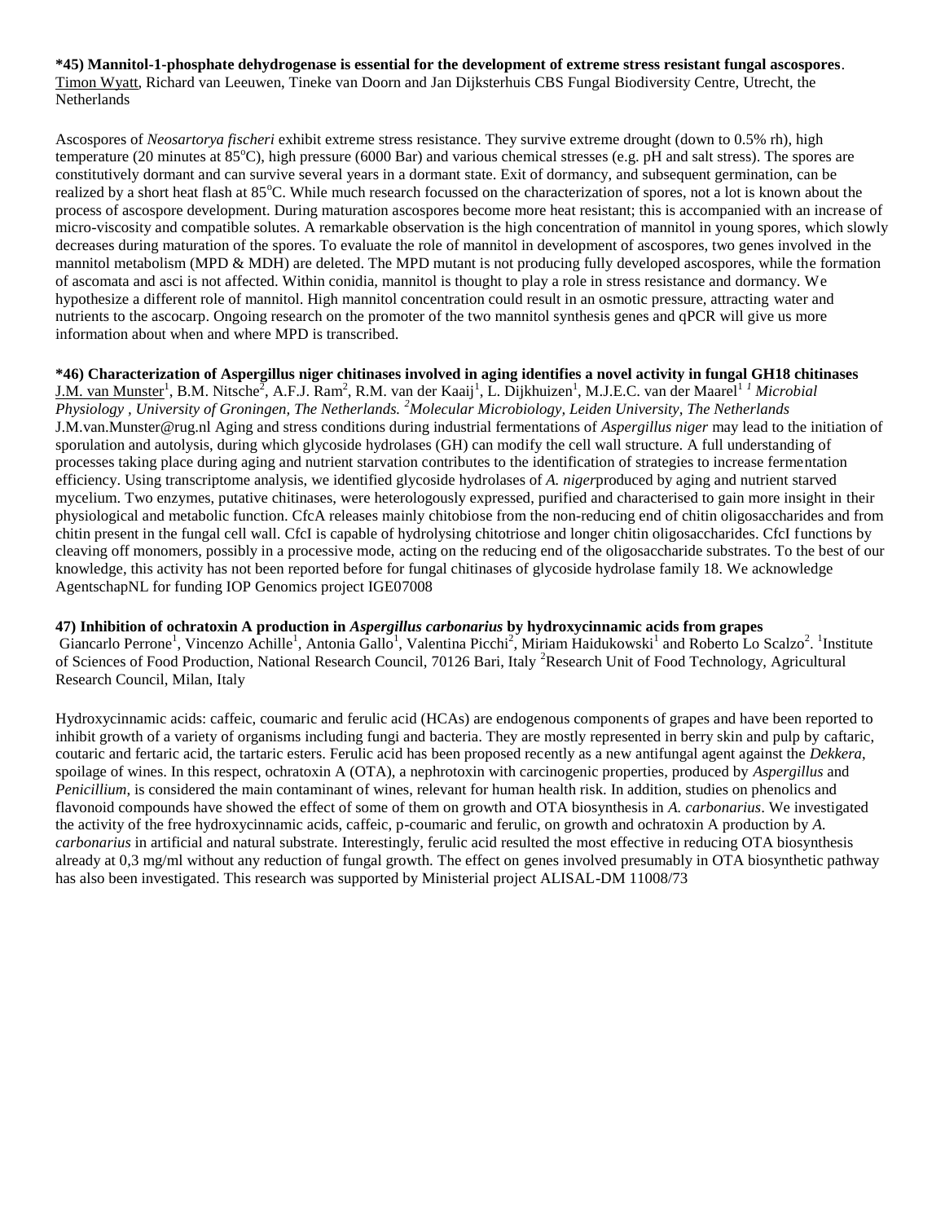**\*45) Mannitol-1-phosphate dehydrogenase is essential for the development of extreme stress resistant fungal ascospores**.
Timon Wyatt, Richard van Leeuwen, Tineke van Doorn and Jan Dijksterhuis CBS Fungal Biodiversity Centre, Utrecht, the Netherlands

Ascospores of *Neosartorya fischeri* exhibit extreme stress resistance. They survive extreme drought (down to 0.5% rh), high temperature (20 minutes at 85°C), high pressure (6000 Bar) and various chemical stresses (e.g. pH and salt stress). The spores are constitutively dormant and can survive several years in a dormant state. Exit of dormancy, and subsequent germination, can be realized by a short heat flash at 85°C. While much research focussed on the characterization of spores, not a lot is known about the process of ascospore development. During maturation ascospores become more heat resistant; this is accompanied with an increase of micro-viscosity and compatible solutes. A remarkable observation is the high concentration of mannitol in young spores, which slowly decreases during maturation of the spores. To evaluate the role of mannitol in development of ascospores, two genes involved in the mannitol metabolism (MPD & MDH) are deleted. The MPD mutant is not producing fully developed ascospores, while the formation of ascomata and asci is not affected. Within conidia, mannitol is thought to play a role in stress resistance and dormancy. We hypothesize a different role of mannitol. High mannitol concentration could result in an osmotic pressure, attracting water and nutrients to the ascocarp. Ongoing research on the promoter of the two mannitol synthesis genes and qPCR will give us more information about when and where MPD is transcribed.

**\*46) Characterization of Aspergillus niger chitinases involved in aging identifies a novel activity in fungal GH18 chitinases**
J.M. van Munster[1], B.M. Nitsche[2], A.F.J. Ram[2], R.M. van der Kaaij[1], L. Dijkhuizen[1], M.J.E.C. van der Maarel[1] *[1] Microbial Physiology , University of Groningen, The Netherlands. [2]Molecular Microbiology, Leiden University, The Netherlands*
J.M.van.Munster@rug.nl Aging and stress conditions during industrial fermentations of *Aspergillus niger* may lead to the initiation of sporulation and autolysis, during which glycoside hydrolases (GH) can modify the cell wall structure. A full understanding of processes taking place during aging and nutrient starvation contributes to the identification of strategies to increase fermentation efficiency. Using transcriptome analysis, we identified glycoside hydrolases of *A. niger*produced by aging and nutrient starved mycelium. Two enzymes, putative chitinases, were heterologously expressed, purified and characterised to gain more insight in their physiological and metabolic function. CfcA releases mainly chitobiose from the non-reducing end of chitin oligosaccharides and from chitin present in the fungal cell wall. CfcI is capable of hydrolysing chitotriose and longer chitin oligosaccharides. CfcI functions by cleaving off monomers, possibly in a processive mode, acting on the reducing end of the oligosaccharide substrates. To the best of our knowledge, this activity has not been reported before for fungal chitinases of glycoside hydrolase family 18. We acknowledge AgentschapNL for funding IOP Genomics project IGE07008

**47) Inhibition of ochratoxin A production in *Aspergillus carbonarius* by hydroxycinnamic acids from grapes**
Giancarlo Perrone[1], Vincenzo Achille[1], Antonia Gallo[1], Valentina Picchi[2], Miriam Haidukowski[1] and Roberto Lo Scalzo[2]. [1]Institute of Sciences of Food Production, National Research Council, 70126 Bari, Italy [2]Research Unit of Food Technology, Agricultural Research Council, Milan, Italy

Hydroxycinnamic acids: caffeic, coumaric and ferulic acid (HCAs) are endogenous components of grapes and have been reported to inhibit growth of a variety of organisms including fungi and bacteria. They are mostly represented in berry skin and pulp by caftaric, coutaric and fertaric acid, the tartaric esters. Ferulic acid has been proposed recently as a new antifungal agent against the *Dekkera*, spoilage of wines. In this respect, ochratoxin A (OTA), a nephrotoxin with carcinogenic properties, produced by *Aspergillus* and *Penicillium*, is considered the main contaminant of wines, relevant for human health risk. In addition, studies on phenolics and flavonoid compounds have showed the effect of some of them on growth and OTA biosynthesis in *A. carbonarius*. We investigated the activity of the free hydroxycinnamic acids, caffeic, p-coumaric and ferulic, on growth and ochratoxin A production by *A. carbonarius* in artificial and natural substrate. Interestingly, ferulic acid resulted the most effective in reducing OTA biosynthesis already at 0,3 mg/ml without any reduction of fungal growth. The effect on genes involved presumably in OTA biosynthetic pathway has also been investigated. This research was supported by Ministerial project ALISAL-DM 11008/73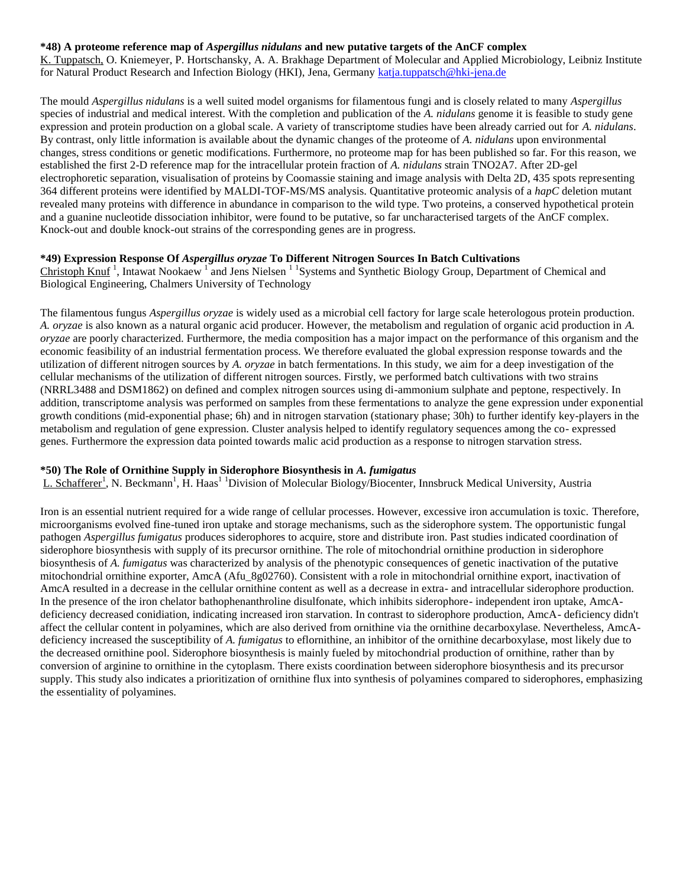### *48) A proteome reference map of *Aspergillus nidulans* and new putative targets of the AnCF complex

K. Tuppatsch, O. Kniemeyer, P. Hortschansky, A. A. Brakhage Department of Molecular and Applied Microbiology, Leibniz Institute for Natural Product Research and Infection Biology (HKI), Jena, Germany katja.tuppatsch@hki-jena.de

The mould *Aspergillus nidulans* is a well suited model organisms for filamentous fungi and is closely related to many *Aspergillus* species of industrial and medical interest. With the completion and publication of the *A. nidulans* genome it is feasible to study gene expression and protein production on a global scale. A variety of transcriptome studies have been already carried out for *A. nidulans*. By contrast, only little information is available about the dynamic changes of the proteome of *A. nidulans* upon environmental changes, stress conditions or genetic modifications. Furthermore, no proteome map for has been published so far. For this reason, we established the first 2-D reference map for the intracellular protein fraction of *A. nidulans* strain TNO2A7. After 2D-gel electrophoretic separation, visualisation of proteins by Coomassie staining and image analysis with Delta 2D, 435 spots representing 364 different proteins were identified by MALDI-TOF-MS/MS analysis. Quantitative proteomic analysis of a *hapC* deletion mutant revealed many proteins with difference in abundance in comparison to the wild type. Two proteins, a conserved hypothetical protein and a guanine nucleotide dissociation inhibitor, were found to be putative, so far uncharacterised targets of the AnCF complex. Knock-out and double knock-out strains of the corresponding genes are in progress.

### *49) Expression Response Of *Aspergillus oryzae* To Different Nitrogen Sources In Batch Cultivations

Christoph Knuf [1], Intawat Nookaew [1] and Jens Nielsen [1] [1]Systems and Synthetic Biology Group, Department of Chemical and Biological Engineering, Chalmers University of Technology

The filamentous fungus *Aspergillus oryzae* is widely used as a microbial cell factory for large scale heterologous protein production. *A. oryzae* is also known as a natural organic acid producer. However, the metabolism and regulation of organic acid production in *A. oryzae* are poorly characterized. Furthermore, the media composition has a major impact on the performance of this organism and the economic feasibility of an industrial fermentation process. We therefore evaluated the global expression response towards and the utilization of different nitrogen sources by *A. oryzae* in batch fermentations. In this study, we aim for a deep investigation of the cellular mechanisms of the utilization of different nitrogen sources. Firstly, we performed batch cultivations with two strains (NRRL3488 and DSM1862) on defined and complex nitrogen sources using di-ammonium sulphate and peptone, respectively. In addition, transcriptome analysis was performed on samples from these fermentations to analyze the gene expression under exponential growth conditions (mid-exponential phase; 6h) and in nitrogen starvation (stationary phase; 30h) to further identify key-players in the metabolism and regulation of gene expression. Cluster analysis helped to identify regulatory sequences among the co- expressed genes. Furthermore the expression data pointed towards malic acid production as a response to nitrogen starvation stress.

### *50) The Role of Ornithine Supply in Siderophore Biosynthesis in *A. fumigatus*

L. Schafferer[1], N. Beckmann[1], H. Haas[1] [1]Division of Molecular Biology/Biocenter, Innsbruck Medical University, Austria

Iron is an essential nutrient required for a wide range of cellular processes. However, excessive iron accumulation is toxic. Therefore, microorganisms evolved fine-tuned iron uptake and storage mechanisms, such as the siderophore system. The opportunistic fungal pathogen *Aspergillus fumigatus* produces siderophores to acquire, store and distribute iron. Past studies indicated coordination of siderophore biosynthesis with supply of its precursor ornithine. The role of mitochondrial ornithine production in siderophore biosynthesis of *A. fumigatus* was characterized by analysis of the phenotypic consequences of genetic inactivation of the putative mitochondrial ornithine exporter, AmcA (Afu_8g02760). Consistent with a role in mitochondrial ornithine export, inactivation of AmcA resulted in a decrease in the cellular ornithine content as well as a decrease in extra- and intracellular siderophore production. In the presence of the iron chelator bathophenanthroline disulfonate, which inhibits siderophore- independent iron uptake, AmcA-deficiency decreased conidiation, indicating increased iron starvation. In contrast to siderophore production, AmcA- deficiency didn't affect the cellular content in polyamines, which are also derived from ornithine via the ornithine decarboxylase. Nevertheless, AmcA-deficiency increased the susceptibility of *A. fumigatus* to eflornithine, an inhibitor of the ornithine decarboxylase, most likely due to the decreased ornithine pool. Siderophore biosynthesis is mainly fueled by mitochondrial production of ornithine, rather than by conversion of arginine to ornithine in the cytoplasm. There exists coordination between siderophore biosynthesis and its precursor supply. This study also indicates a prioritization of ornithine flux into synthesis of polyamines compared to siderophores, emphasizing the essentiality of polyamines.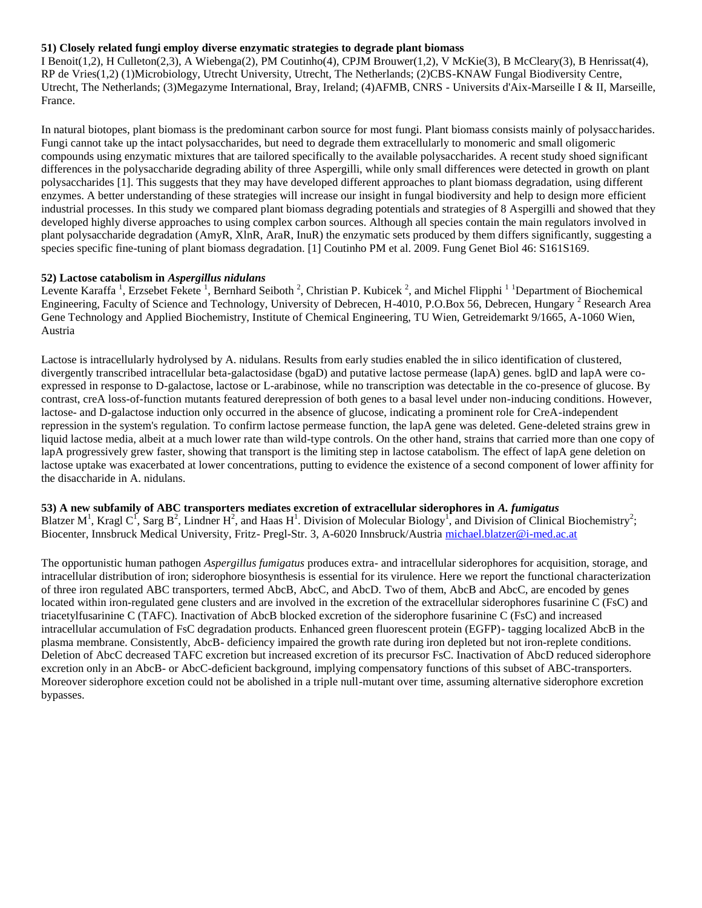**51) Closely related fungi employ diverse enzymatic strategies to degrade plant biomass**

I Benoit(1,2), H Culleton(2,3), A Wiebenga(2), PM Coutinho(4), CPJM Brouwer(1,2), V McKie(3), B McCleary(3), B Henrissat(4), RP de Vries(1,2) (1)Microbiology, Utrecht University, Utrecht, The Netherlands; (2)CBS-KNAW Fungal Biodiversity Centre, Utrecht, The Netherlands; (3)Megazyme International, Bray, Ireland; (4)AFMB, CNRS - Universits d'Aix-Marseille I & II, Marseille, France.

In natural biotopes, plant biomass is the predominant carbon source for most fungi. Plant biomass consists mainly of polysaccharides. Fungi cannot take up the intact polysaccharides, but need to degrade them extracellularly to monomeric and small oligomeric compounds using enzymatic mixtures that are tailored specifically to the available polysaccharides. A recent study shoed significant differences in the polysaccharide degrading ability of three Aspergilli, while only small differences were detected in growth on plant polysaccharides [1]. This suggests that they may have developed different approaches to plant biomass degradation, using different enzymes. A better understanding of these strategies will increase our insight in fungal biodiversity and help to design more efficient industrial processes. In this study we compared plant biomass degrading potentials and strategies of 8 Aspergilli and showed that they developed highly diverse approaches to using complex carbon sources. Although all species contain the main regulators involved in plant polysaccharide degradation (AmyR, XlnR, AraR, InuR) the enzymatic sets produced by them differs significantly, suggesting a species specific fine-tuning of plant biomass degradation. [1] Coutinho PM et al. 2009. Fung Genet Biol 46: S161S169.

**52) Lactose catabolism in *Aspergillus nidulans***

Levente Karaffa [1], Erzsebet Fekete [1], Bernhard Seiboth [2], Christian P. Kubicek [2], and Michel Flipphi [1] [1]Department of Biochemical Engineering, Faculty of Science and Technology, University of Debrecen, H-4010, P.O.Box 56, Debrecen, Hungary [2] Research Area Gene Technology and Applied Biochemistry, Institute of Chemical Engineering, TU Wien, Getreidemarkt 9/1665, A-1060 Wien, Austria

Lactose is intracellularly hydrolysed by A. nidulans. Results from early studies enabled the in silico identification of clustered, divergently transcribed intracellular beta-galactosidase (bgaD) and putative lactose permease (lapA) genes. bglD and lapA were co-expressed in response to D-galactose, lactose or L-arabinose, while no transcription was detectable in the co-presence of glucose. By contrast, creA loss-of-function mutants featured derepression of both genes to a basal level under non-inducing conditions. However, lactose- and D-galactose induction only occurred in the absence of glucose, indicating a prominent role for CreA-independent repression in the system's regulation. To confirm lactose permease function, the lapA gene was deleted. Gene-deleted strains grew in liquid lactose media, albeit at a much lower rate than wild-type controls. On the other hand, strains that carried more than one copy of lapA progressively grew faster, showing that transport is the limiting step in lactose catabolism. The effect of lapA gene deletion on lactose uptake was exacerbated at lower concentrations, putting to evidence the existence of a second component of lower affinity for the disaccharide in A. nidulans.

**53) A new subfamily of ABC transporters mediates excretion of extracellular siderophores in *A. fumigatus***

Blatzer M[1], Kragl C[1], Sarg B[2], Lindner H[2], and Haas H[1]. Division of Molecular Biology[1], and Division of Clinical Biochemistry[2]; Biocenter, Innsbruck Medical University, Fritz- Pregl-Str. 3, A-6020 Innsbruck/Austria michael.blatzer@i-med.ac.at

The opportunistic human pathogen *Aspergillus fumigatus* produces extra- and intracellular siderophores for acquisition, storage, and intracellular distribution of iron; siderophore biosynthesis is essential for its virulence. Here we report the functional characterization of three iron regulated ABC transporters, termed AbcB, AbcC, and AbcD. Two of them, AbcB and AbcC, are encoded by genes located within iron-regulated gene clusters and are involved in the excretion of the extracellular siderophores fusarinine C (FsC) and triacetylfusarinine C (TAFC). Inactivation of AbcB blocked excretion of the siderophore fusarinine C (FsC) and increased intracellular accumulation of FsC degradation products. Enhanced green fluorescent protein (EGFP)- tagging localized AbcB in the plasma membrane. Consistently, AbcB- deficiency impaired the growth rate during iron depleted but not iron-replete conditions. Deletion of AbcC decreased TAFC excretion but increased excretion of its precursor FsC. Inactivation of AbcD reduced siderophore excretion only in an AbcB- or AbcC-deficient background, implying compensatory functions of this subset of ABC-transporters. Moreover siderophore excetion could not be abolished in a triple null-mutant over time, assuming alternative siderophore excretion bypasses.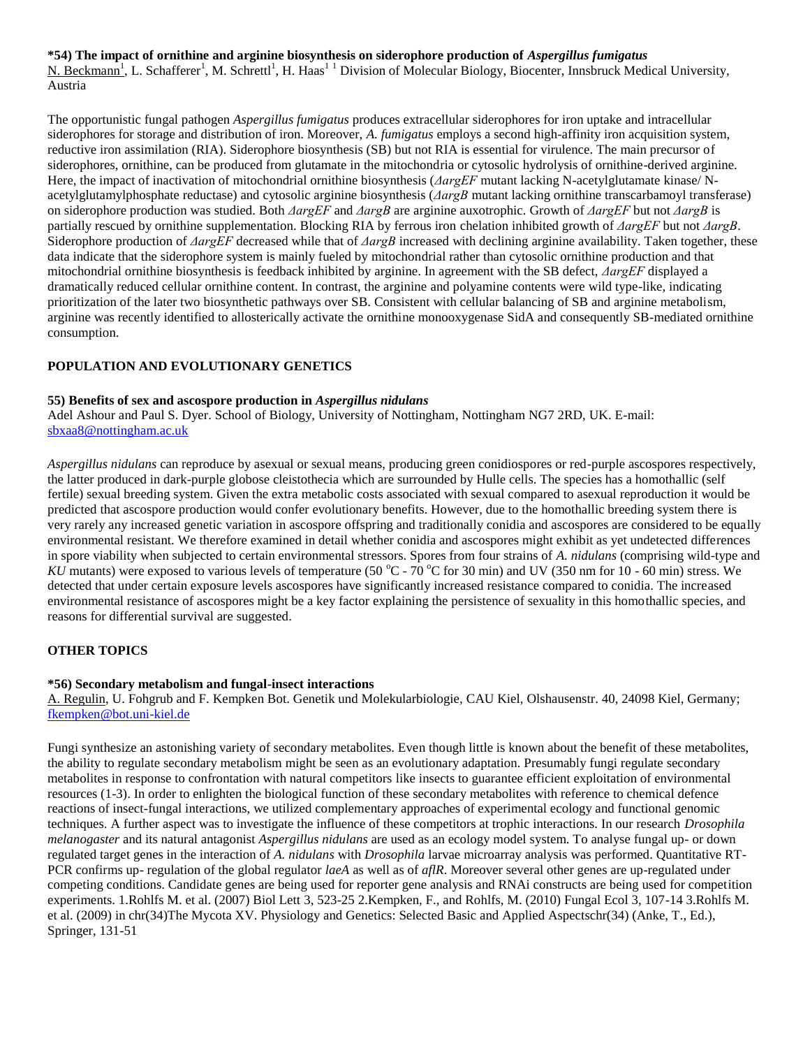**\*54) The impact of ornithine and arginine biosynthesis on siderophore production of *Aspergillus fumigatus***
N. Beckmann[1], L. Schafferer[1], M. Schrettl[1], H. Haas[1] [1] Division of Molecular Biology, Biocenter, Innsbruck Medical University, Austria

The opportunistic fungal pathogen *Aspergillus fumigatus* produces extracellular siderophores for iron uptake and intracellular siderophores for storage and distribution of iron. Moreover, *A. fumigatus* employs a second high-affinity iron acquisition system, reductive iron assimilation (RIA). Siderophore biosynthesis (SB) but not RIA is essential for virulence. The main precursor of siderophores, ornithine, can be produced from glutamate in the mitochondria or cytosolic hydrolysis of ornithine-derived arginine. Here, the impact of inactivation of mitochondrial ornithine biosynthesis (*ΔargEF* mutant lacking N-acetylglutamate kinase/ N-acetylglutamylphosphate reductase) and cytosolic arginine biosynthesis (*ΔargB* mutant lacking ornithine transcarbamoyl transferase) on siderophore production was studied. Both *ΔargEF* and *ΔargB* are arginine auxotrophic. Growth of *ΔargEF* but not *ΔargB* is partially rescued by ornithine supplementation. Blocking RIA by ferrous iron chelation inhibited growth of *ΔargEF* but not *ΔargB*. Siderophore production of *ΔargEF* decreased while that of *ΔargB* increased with declining arginine availability. Taken together, these data indicate that the siderophore system is mainly fueled by mitochondrial rather than cytosolic ornithine production and that mitochondrial ornithine biosynthesis is feedback inhibited by arginine. In agreement with the SB defect, *ΔargEF* displayed a dramatically reduced cellular ornithine content. In contrast, the arginine and polyamine contents were wild type-like, indicating prioritization of the later two biosynthetic pathways over SB. Consistent with cellular balancing of SB and arginine metabolism, arginine was recently identified to allosterically activate the ornithine monooxygenase SidA and consequently SB-mediated ornithine consumption.

## POPULATION AND EVOLUTIONARY GENETICS

**55) Benefits of sex and ascospore production in *Aspergillus nidulans***
Adel Ashour and Paul S. Dyer. School of Biology, University of Nottingham, Nottingham NG7 2RD, UK. E-mail: sbxaa8@nottingham.ac.uk

*Aspergillus nidulans* can reproduce by asexual or sexual means, producing green conidiospores or red-purple ascospores respectively, the latter produced in dark-purple globose cleistothecia which are surrounded by Hulle cells. The species has a homothallic (self fertile) sexual breeding system. Given the extra metabolic costs associated with sexual compared to asexual reproduction it would be predicted that ascospore production would confer evolutionary benefits. However, due to the homothallic breeding system there is very rarely any increased genetic variation in ascospore offspring and traditionally conidia and ascospores are considered to be equally environmental resistant. We therefore examined in detail whether conidia and ascospores might exhibit as yet undetected differences in spore viability when subjected to certain environmental stressors. Spores from four strains of *A. nidulans* (comprising wild-type and *KU* mutants) were exposed to various levels of temperature (50 $^{o}$C - 70 $^{o}$C for 30 min) and UV (350 nm for 10 - 60 min) stress. We detected that under certain exposure levels ascospores have significantly increased resistance compared to conidia. The increased environmental resistance of ascospores might be a key factor explaining the persistence of sexuality in this homothallic species, and reasons for differential survival are suggested.

## OTHER TOPICS

**\*56) Secondary metabolism and fungal-insect interactions**
A. Regulin, U. Fohgrub and F. Kempken Bot. Genetik und Molekularbiologie, CAU Kiel, Olshausenstr. 40, 24098 Kiel, Germany; fkempken@bot.uni-kiel.de

Fungi synthesize an astonishing variety of secondary metabolites. Even though little is known about the benefit of these metabolites, the ability to regulate secondary metabolism might be seen as an evolutionary adaptation. Presumably fungi regulate secondary metabolites in response to confrontation with natural competitors like insects to guarantee efficient exploitation of environmental resources (1-3). In order to enlighten the biological function of these secondary metabolites with reference to chemical defence reactions of insect-fungal interactions, we utilized complementary approaches of experimental ecology and functional genomic techniques. A further aspect was to investigate the influence of these competitors at trophic interactions. In our research *Drosophila melanogaster* and its natural antagonist *Aspergillus nidulans* are used as an ecology model system. To analyse fungal up- or down regulated target genes in the interaction of *A. nidulans* with *Drosophila* larvae microarray analysis was performed. Quantitative RT-PCR confirms up- regulation of the global regulator *laeA* as well as of *aflR*. Moreover several other genes are up-regulated under competing conditions. Candidate genes are being used for reporter gene analysis and RNAi constructs are being used for competition experiments. 1.Rohlfs M. et al. (2007) Biol Lett 3, 523-25 2.Kempken, F., and Rohlfs, M. (2010) Fungal Ecol 3, 107-14 3.Rohlfs M. et al. (2009) in chr(34)The Mycota XV. Physiology and Genetics: Selected Basic and Applied Aspectschr(34) (Anke, T., Ed.), Springer, 131-51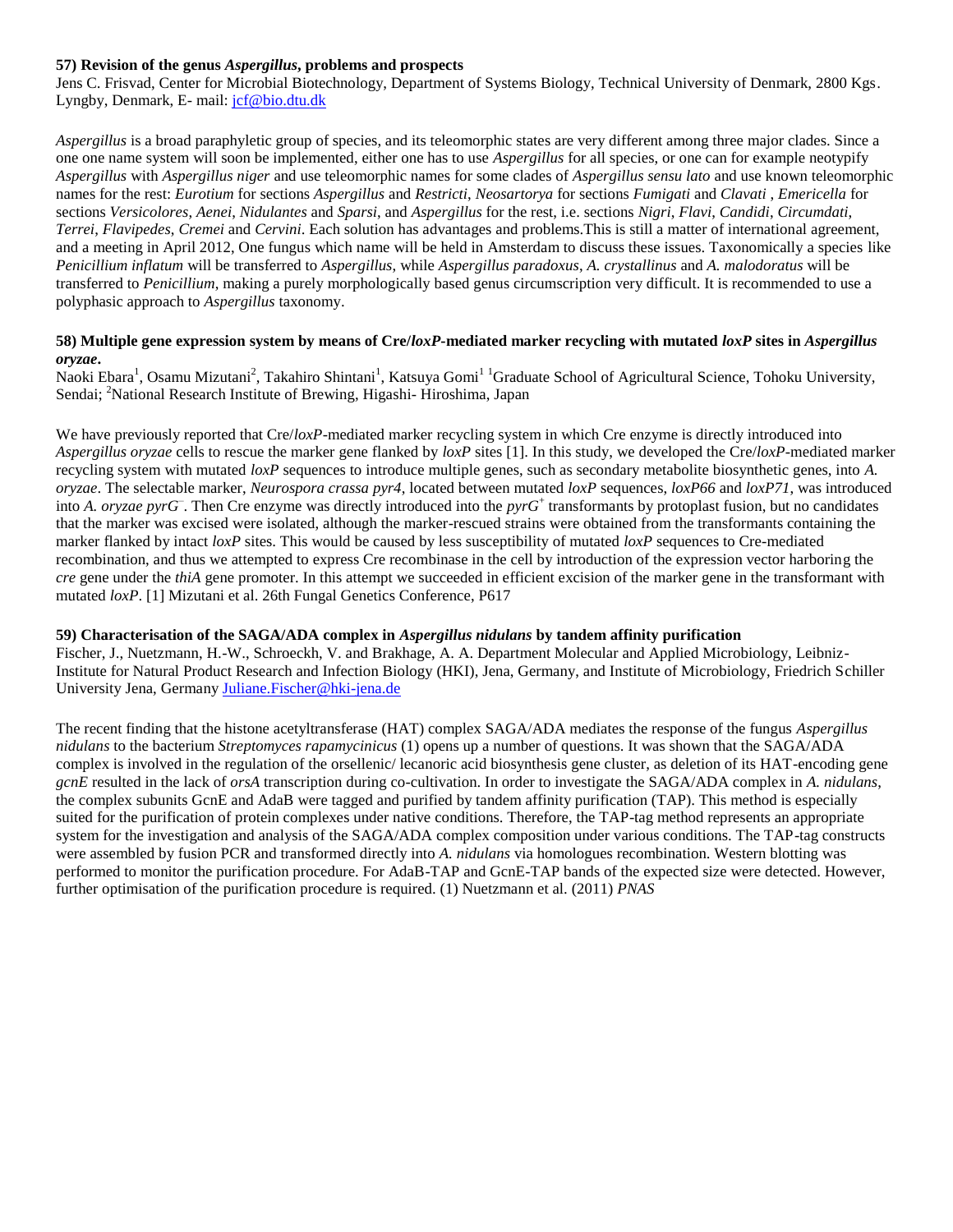### 57) Revision of the genus *Aspergillus*, problems and prospects

Jens C. Frisvad, Center for Microbial Biotechnology, Department of Systems Biology, Technical University of Denmark, 2800 Kgs. Lyngby, Denmark, E- mail: jcf@bio.dtu.dk

*Aspergillus* is a broad paraphyletic group of species, and its teleomorphic states are very different among three major clades. Since a one one name system will soon be implemented, either one has to use *Aspergillus* for all species, or one can for example neotypify *Aspergillus* with *Aspergillus niger* and use teleomorphic names for some clades of *Aspergillus sensu lato* and use known teleomorphic names for the rest: *Eurotium* for sections *Aspergillus* and *Restricti*, *Neosartorya* for sections *Fumigati* and *Clavati* , *Emericella* for sections *Versicolores*, *Aenei*, *Nidulantes* and *Sparsi*, and *Aspergillus* for the rest, i.e. sections *Nigri*, *Flavi*, *Candidi*, *Circumdati*, *Terrei*, *Flavipedes*, *Cremei* and *Cervini*. Each solution has advantages and problems.This is still a matter of international agreement, and a meeting in April 2012, One fungus which name will be held in Amsterdam to discuss these issues. Taxonomically a species like *Penicillium inflatum* will be transferred to *Aspergillus*, while *Aspergillus paradoxus*, *A. crystallinus* and *A. malodoratus* will be transferred to *Penicillium*, making a purely morphologically based genus circumscription very difficult. It is recommended to use a polyphasic approach to *Aspergillus* taxonomy.

### 58) Multiple gene expression system by means of Cre/*loxP*-mediated marker recycling with mutated *loxP* sites in *Aspergillus oryzae*.

Naoki Ebara[1], Osamu Mizutani[2], Takahiro Shintani[1], Katsuya Gomi[1] [1]Graduate School of Agricultural Science, Tohoku University, Sendai; [2]National Research Institute of Brewing, Higashi- Hiroshima, Japan

We have previously reported that Cre/*loxP*-mediated marker recycling system in which Cre enzyme is directly introduced into *Aspergillus oryzae* cells to rescue the marker gene flanked by *loxP* sites [1]. In this study, we developed the Cre/*loxP*-mediated marker recycling system with mutated *loxP* sequences to introduce multiple genes, such as secondary metabolite biosynthetic genes, into *A. oryzae*. The selectable marker, *Neurospora crassa pyr4*, located between mutated *loxP* sequences, *loxP66* and *loxP71*, was introduced into *A. oryzae* $pyrG^{-}$. Then Cre enzyme was directly introduced into the $pyrG^{+}$ transformants by protoplast fusion, but no candidates that the marker was excised were isolated, although the marker-rescued strains were obtained from the transformants containing the marker flanked by intact *loxP* sites. This would be caused by less susceptibility of mutated *loxP* sequences to Cre-mediated recombination, and thus we attempted to express Cre recombinase in the cell by introduction of the expression vector harboring the *cre* gene under the *thiA* gene promoter. In this attempt we succeeded in efficient excision of the marker gene in the transformant with mutated *loxP*. [1] Mizutani et al. 26th Fungal Genetics Conference, P617

### 59) Characterisation of the SAGA/ADA complex in *Aspergillus nidulans* by tandem affinity purification

Fischer, J., Nuetzmann, H.-W., Schroeckh, V. and Brakhage, A. A. Department Molecular and Applied Microbiology, Leibniz-Institute for Natural Product Research and Infection Biology (HKI), Jena, Germany, and Institute of Microbiology, Friedrich Schiller University Jena, Germany Juliane.Fischer@hki-jena.de

The recent finding that the histone acetyltransferase (HAT) complex SAGA/ADA mediates the response of the fungus *Aspergillus nidulans* to the bacterium *Streptomyces rapamycinicus* (1) opens up a number of questions. It was shown that the SAGA/ADA complex is involved in the regulation of the orsellenic/ lecanoric acid biosynthesis gene cluster, as deletion of its HAT-encoding gene *gcnE* resulted in the lack of *orsA* transcription during co-cultivation. In order to investigate the SAGA/ADA complex in *A. nidulans*, the complex subunits GcnE and AdaB were tagged and purified by tandem affinity purification (TAP). This method is especially suited for the purification of protein complexes under native conditions. Therefore, the TAP-tag method represents an appropriate system for the investigation and analysis of the SAGA/ADA complex composition under various conditions. The TAP-tag constructs were assembled by fusion PCR and transformed directly into *A. nidulans* via homologues recombination. Western blotting was performed to monitor the purification procedure. For AdaB-TAP and GcnE-TAP bands of the expected size were detected. However, further optimisation of the purification procedure is required. (1) Nuetzmann et al. (2011) *PNAS*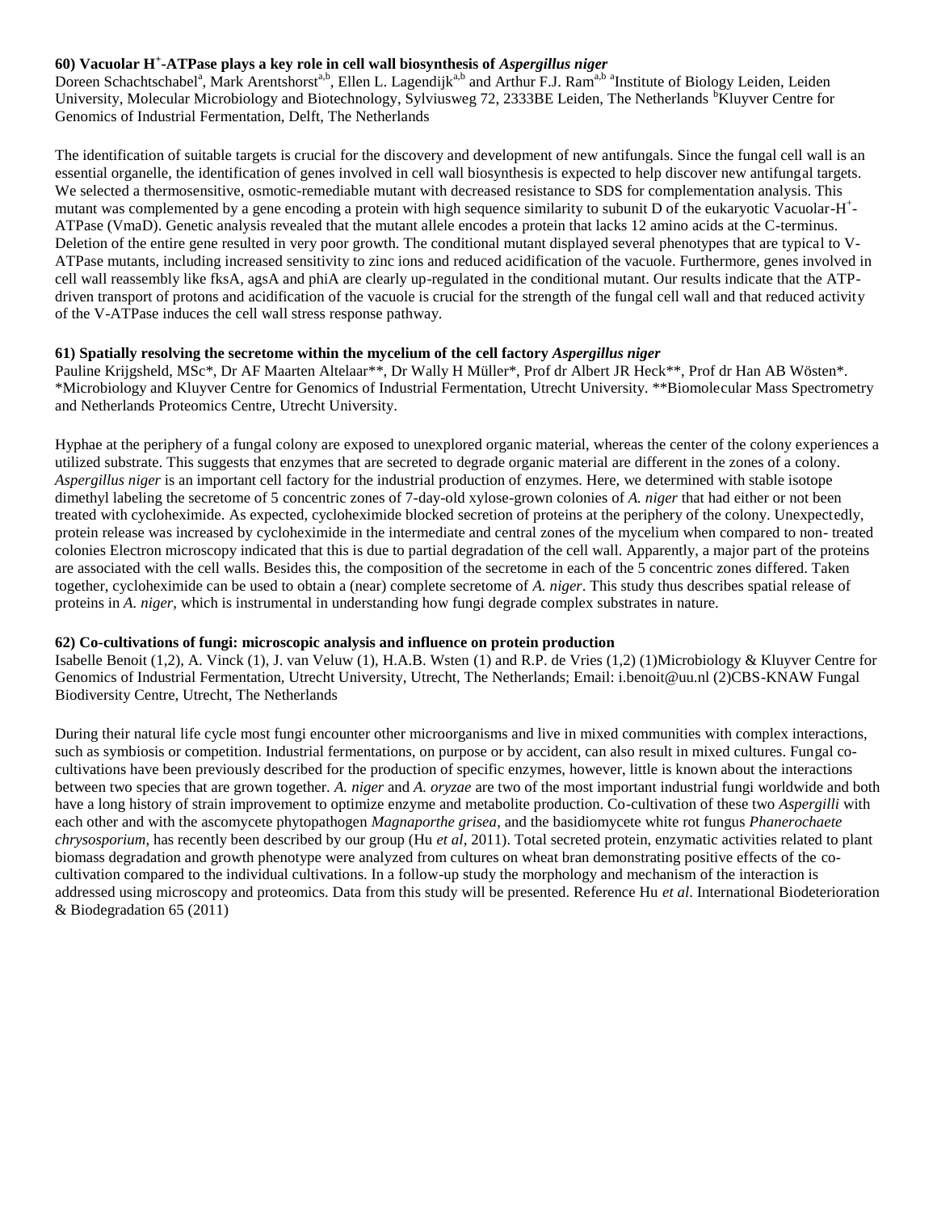### 60) Vacuolar H$^+$-ATPase plays a key role in cell wall biosynthesis of *Aspergillus niger*

Doreen Schachtschabel[a], Mark Arentshorst[a,b], Ellen L. Lagendijk[a,b] and Arthur F.J. Ram[a,b] [a]Institute of Biology Leiden, Leiden University, Molecular Microbiology and Biotechnology, Sylviusweg 72, 2333BE Leiden, The Netherlands [b]Kluyver Centre for Genomics of Industrial Fermentation, Delft, The Netherlands

The identification of suitable targets is crucial for the discovery and development of new antifungals. Since the fungal cell wall is an essential organelle, the identification of genes involved in cell wall biosynthesis is expected to help discover new antifungal targets. We selected a thermosensitive, osmotic-remediable mutant with decreased resistance to SDS for complementation analysis. This mutant was complemented by a gene encoding a protein with high sequence similarity to subunit D of the eukaryotic Vacuolar-H$^+$-ATPase (VmaD). Genetic analysis revealed that the mutant allele encodes a protein that lacks 12 amino acids at the C-terminus. Deletion of the entire gene resulted in very poor growth. The conditional mutant displayed several phenotypes that are typical to V-ATPase mutants, including increased sensitivity to zinc ions and reduced acidification of the vacuole. Furthermore, genes involved in cell wall reassembly like fksA, agsA and phiA are clearly up-regulated in the conditional mutant. Our results indicate that the ATP-driven transport of protons and acidification of the vacuole is crucial for the strength of the fungal cell wall and that reduced activity of the V-ATPase induces the cell wall stress response pathway.

### 61) Spatially resolving the secretome within the mycelium of the cell factory *Aspergillus niger*

Pauline Krijgsheld, MSc*, Dr AF Maarten Altelaar**, Dr Wally H Müller*, Prof dr Albert JR Heck**, Prof dr Han AB Wösten*. *Microbiology and Kluyver Centre for Genomics of Industrial Fermentation, Utrecht University. **Biomolecular Mass Spectrometry and Netherlands Proteomics Centre, Utrecht University.

Hyphae at the periphery of a fungal colony are exposed to unexplored organic material, whereas the center of the colony experiences a utilized substrate. This suggests that enzymes that are secreted to degrade organic material are different in the zones of a colony. *Aspergillus niger* is an important cell factory for the industrial production of enzymes. Here, we determined with stable isotope dimethyl labeling the secretome of 5 concentric zones of 7-day-old xylose-grown colonies of *A. niger* that had either or not been treated with cycloheximide. As expected, cycloheximide blocked secretion of proteins at the periphery of the colony. Unexpectedly, protein release was increased by cycloheximide in the intermediate and central zones of the mycelium when compared to non- treated colonies Electron microscopy indicated that this is due to partial degradation of the cell wall. Apparently, a major part of the proteins are associated with the cell walls. Besides this, the composition of the secretome in each of the 5 concentric zones differed. Taken together, cycloheximide can be used to obtain a (near) complete secretome of *A. niger*. This study thus describes spatial release of proteins in *A. niger*, which is instrumental in understanding how fungi degrade complex substrates in nature.

### 62) Co-cultivations of fungi: microscopic analysis and influence on protein production

Isabelle Benoit (1,2), A. Vinck (1), J. van Veluw (1), H.A.B. Wsten (1) and R.P. de Vries (1,2) (1)Microbiology & Kluyver Centre for Genomics of Industrial Fermentation, Utrecht University, Utrecht, The Netherlands; Email: i.benoit@uu.nl (2)CBS-KNAW Fungal Biodiversity Centre, Utrecht, The Netherlands

During their natural life cycle most fungi encounter other microorganisms and live in mixed communities with complex interactions, such as symbiosis or competition. Industrial fermentations, on purpose or by accident, can also result in mixed cultures. Fungal co-cultivations have been previously described for the production of specific enzymes, however, little is known about the interactions between two species that are grown together. *A. niger* and *A. oryzae* are two of the most important industrial fungi worldwide and both have a long history of strain improvement to optimize enzyme and metabolite production. Co-cultivation of these two *Aspergilli* with each other and with the ascomycete phytopathogen *Magnaporthe grisea*, and the basidiomycete white rot fungus *Phanerochaete chrysosporium*, has recently been described by our group (Hu *et al*, 2011). Total secreted protein, enzymatic activities related to plant biomass degradation and growth phenotype were analyzed from cultures on wheat bran demonstrating positive effects of the co-cultivation compared to the individual cultivations. In a follow-up study the morphology and mechanism of the interaction is addressed using microscopy and proteomics. Data from this study will be presented. Reference Hu *et al*. International Biodeterioration & Biodegradation 65 (2011)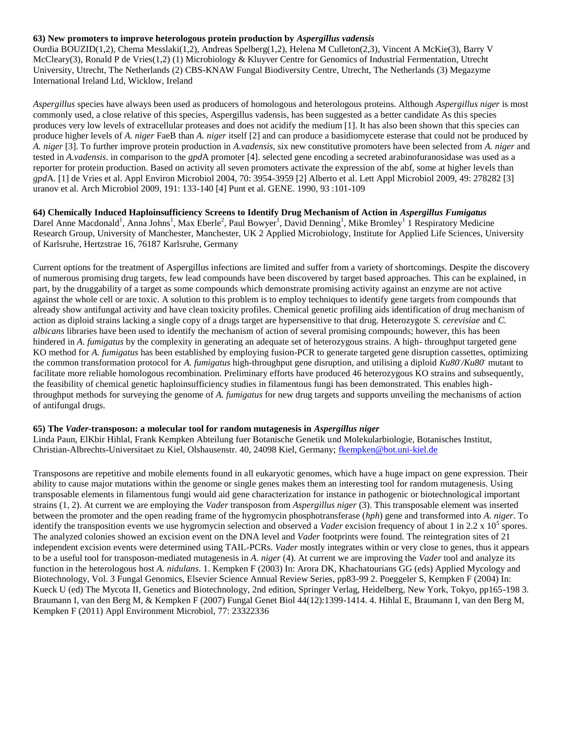**63) New promoters to improve heterologous protein production by *Aspergillus vadensis***

Ourdia BOUZID(1,2), Chema Messlaki(1,2), Andreas Spelberg(1,2), Helena M Culleton(2,3), Vincent A McKie(3), Barry V McCleary(3), Ronald P de Vries(1,2) (1) Microbiology & Kluyver Centre for Genomics of Industrial Fermentation, Utrecht University, Utrecht, The Netherlands (2) CBS-KNAW Fungal Biodiversity Centre, Utrecht, The Netherlands (3) Megazyme International Ireland Ltd, Wicklow, Ireland

*Aspergillus* species have always been used as producers of homologous and heterologous proteins. Although *Aspergillus niger* is most commonly used, a close relative of this species, Aspergillus vadensis, has been suggested as a better candidate As this species produces very low levels of extracellular proteases and does not acidify the medium [1]. It has also been shown that this species can produce higher levels of *A. niger* FaeB than *A. niger* itself [2] and can produce a basidiomycete esterase that could not be produced by *A. niger* [3]. To further improve protein production in *A.vadensis*, six new constitutive promoters have been selected from *A. niger* and tested in *A.vadensis*. in comparison to the *gpd*A promoter [4]. selected gene encoding a secreted arabinofuranosidase was used as a reporter for protein production. Based on activity all seven promoters activate the expression of the abf, some at higher levels than *gpd*A. [1] de Vries et al. Appl Environ Microbiol 2004, 70: 3954-3959 [2] Alberto et al. Lett Appl Microbiol 2009, 49: 278282 [3] uranov et al. Arch Microbiol 2009, 191: 133-140 [4] Punt et al. GENE. 1990, 93 :101-109

**64) Chemically Induced Haploinsufficiency Screens to Identify Drug Mechanism of Action in *Aspergillus Fumigatus***

Darel Anne Macdonald[1], Anna Johns[1], Max Eberle[2], Paul Bowyer[1], David Denning[1], Mike Bromley[1] 1 Respiratory Medicine Research Group, University of Manchester, Manchester, UK 2 Applied Microbiology, Institute for Applied Life Sciences, University of Karlsruhe, Hertzstrae 16, 76187 Karlsruhe, Germany

Current options for the treatment of Aspergillus infections are limited and suffer from a variety of shortcomings. Despite the discovery of numerous promising drug targets, few lead compounds have been discovered by target based approaches. This can be explained, in part, by the druggability of a target as some compounds which demonstrate promising activity against an enzyme are not active against the whole cell or are toxic. A solution to this problem is to employ techniques to identify gene targets from compounds that already show antifungal activity and have clean toxicity profiles. Chemical genetic profiling aids identification of drug mechanism of action as diploid strains lacking a single copy of a drugs target are hypersensitive to that drug. Heterozygote *S. cerevisiae* and *C. albicans* libraries have been used to identify the mechanism of action of several promising compounds; however, this has been hindered in *A. fumigatus* by the complexity in generating an adequate set of heterozygous strains. A high- throughput targeted gene KO method for *A. fumigatus* has been established by employing fusion-PCR to generate targeted gene disruption cassettes, optimizing the common transformation protocol for *A. fumigatus* high-throughput gene disruption, and utilising a diploid *Ku80⁻/Ku80⁻* mutant to facilitate more reliable homologous recombination. Preliminary efforts have produced 46 heterozygous KO strains and subsequently, the feasibility of chemical genetic haploinsufficiency studies in filamentous fungi has been demonstrated. This enables high-throughput methods for surveying the genome of *A. fumigatus* for new drug targets and supports unveiling the mechanisms of action of antifungal drugs.

**65) The *Vader*-transposon: a molecular tool for random mutagenesis in *Aspergillus niger***

Linda Paun, ElKbir Hihlal, Frank Kempken Abteilung fuer Botanische Genetik und Molekularbiologie, Botanisches Institut, Christian-Albrechts-Universitaet zu Kiel, Olshausenstr. 40, 24098 Kiel, Germany; fkempken@bot.uni-kiel.de

Transposons are repetitive and mobile elements found in all eukaryotic genomes, which have a huge impact on gene expression. Their ability to cause major mutations within the genome or single genes makes them an interesting tool for random mutagenesis. Using transposable elements in filamentous fungi would aid gene characterization for instance in pathogenic or biotechnological important strains (1, 2). At current we are employing the *Vader* transposon from *Aspergillus niger* (3). This transposable element was inserted between the promoter and the open reading frame of the hygromycin phosphotransferase (*hph*) gene and transformed into *A. niger*. To identify the transposition events we use hygromycin selection and observed a *Vader* excision frequency of about 1 in $2.2 \times 10^5$ spores. The analyzed colonies showed an excision event on the DNA level and *Vader* footprints were found. The reintegration sites of 21 independent excision events were determined using TAIL-PCRs. *Vader* mostly integrates within or very close to genes, thus it appears to be a useful tool for transposon-mediated mutagenesis in *A. niger* (4). At current we are improving the *Vader* tool and analyze its function in the heterologous host *A. nidulans*. 1. Kempken F (2003) In: Arora DK, Khachatourians GG (eds) Applied Mycology and Biotechnology, Vol. 3 Fungal Genomics, Elsevier Science Annual Review Series, pp83-99 2. Poeggeler S, Kempken F (2004) In: Kueck U (ed) The Mycota II, Genetics and Biotechnology, 2nd edition, Springer Verlag, Heidelberg, New York, Tokyo, pp165-198 3. Braumann I, van den Berg M, & Kempken F (2007) Fungal Genet Biol 44(12):1399-1414. 4. Hihlal E, Braumann I, van den Berg M, Kempken F (2011) Appl Environment Microbiol, 77: 23322336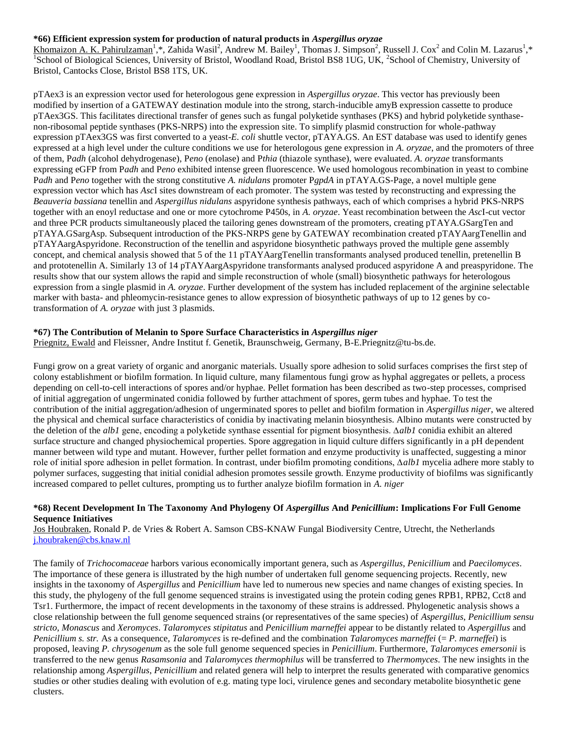### *66) Efficient expression system for production of natural products in *Aspergillus oryzae*

Khomaizon A. K. Pahirulzaman[1],*, Zahida Wasil[2], Andrew M. Bailey[1], Thomas J. Simpson[2], Russell J. Cox[2] and Colin M. Lazarus[1],*
[1]School of Biological Sciences, University of Bristol, Woodland Road, Bristol BS8 1UG, UK, [2]School of Chemistry, University of Bristol, Cantocks Close, Bristol BS8 1TS, UK.

pTAex3 is an expression vector used for heterologous gene expression in *Aspergillus oryzae*. This vector has previously been modified by insertion of a GATEWAY destination module into the strong, starch-inducible amyB expression cassette to produce pTAex3GS. This facilitates directional transfer of genes such as fungal polyketide synthases (PKS) and hybrid polyketide synthase-non-ribosomal peptide synthases (PKS-NRPS) into the expression site. To simplify plasmid construction for whole-pathway expression pTAex3GS was first converted to a yeast-*E. coli* shuttle vector, pTAYA.GS. An EST database was used to identify genes expressed at a high level under the culture conditions we use for heterologous gene expression in *A. oryzae*, and the promoters of three of them, P*adh* (alcohol dehydrogenase), P*eno* (enolase) and P*thia* (thiazole synthase), were evaluated. *A. oryzae* transformants expressing eGFP from P*adh* and P*eno* exhibited intense green fluorescence. We used homologous recombination in yeast to combine P*adh* and P*eno* together with the strong constitutive *A. nidulans* promoter P*gpdA* in pTAYA.GS-Page, a novel multiple gene expression vector which has *Asc*I sites downstream of each promoter. The system was tested by reconstructing and expressing the *Beauveria bassiana* tenellin and *Aspergillus nidulans* aspyridone synthesis pathways, each of which comprises a hybrid PKS-NRPS together with an enoyl reductase and one or more cytochrome P450s, in *A. oryzae*. Yeast recombination between the *Asc*I-cut vector and three PCR products simultaneously placed the tailoring genes downstream of the promoters, creating pTAYA.GSargTen and pTAYA.GSargAsp. Subsequent introduction of the PKS-NRPS gene by GATEWAY recombination created pTAYAargTenellin and pTAYAargAspyridone. Reconstruction of the tenellin and aspyridone biosynthetic pathways proved the multiple gene assembly concept, and chemical analysis showed that 5 of the 11 pTAYAargTenellin transformants analysed produced tenellin, pretenellin B and prototenellin A. Similarly 13 of 14 pTAYAargAspyridone transformants analysed produced aspyridone A and preaspyridone. The results show that our system allows the rapid and simple reconstruction of whole (small) biosynthetic pathways for heterologous expression from a single plasmid in *A. oryzae*. Further development of the system has included replacement of the arginine selectable marker with basta- and phleomycin-resistance genes to allow expression of biosynthetic pathways of up to 12 genes by co-transformation of *A. oryzae* with just 3 plasmids.

### *67) The Contribution of Melanin to Spore Surface Characteristics in *Aspergillus niger*

Priegnitz, Ewald and Fleissner, Andre Institut f. Genetik, Braunschweig, Germany, B-E.Priegnitz@tu-bs.de.

Fungi grow on a great variety of organic and anorganic materials. Usually spore adhesion to solid surfaces comprises the first step of colony establishment or biofilm formation. In liquid culture, many filamentous fungi grow as hyphal aggregates or pellets, a process depending on cell-to-cell interactions of spores and/or hyphae. Pellet formation has been described as two-step processes, comprised of initial aggregation of ungerminated conidia followed by further attachment of spores, germ tubes and hyphae. To test the contribution of the initial aggregation/adhesion of ungerminated spores to pellet and biofilm formation in *Aspergillus niger*, we altered the physical and chemical surface characteristics of conidia by inactivating melanin biosynthesis. Albino mutants were constructed by the deletion of the *alb1* gene, encoding a polyketide synthase essential for pigment biosynthesis. Δ*alb1* conidia exhibit an altered surface structure and changed physiochemical properties. Spore aggregation in liquid culture differs significantly in a pH dependent manner between wild type and mutant. However, further pellet formation and enzyme productivity is unaffected, suggesting a minor role of initial spore adhesion in pellet formation. In contrast, under biofilm promoting conditions, Δ*alb1* mycelia adhere more stably to polymer surfaces, suggesting that initial conidial adhesion promotes sessile growth. Enzyme productivity of biofilms was significantly increased compared to pellet cultures, prompting us to further analyze biofilm formation in *A. niger*

### *68) Recent Development In The Taxonomy And Phylogeny Of *Aspergillus* And *Penicillium*: Implications For Full Genome Sequence Initiatives

Jos Houbraken, Ronald P. de Vries & Robert A. Samson CBS-KNAW Fungal Biodiversity Centre, Utrecht, the Netherlands j.houbraken@cbs.knaw.nl

The family of *Trichocomaceae* harbors various economically important genera, such as *Aspergillus*, *Penicillium* and *Paecilomyces*. The importance of these genera is illustrated by the high number of undertaken full genome sequencing projects. Recently, new insights in the taxonomy of *Aspergillus* and *Penicillium* have led to numerous new species and name changes of existing species. In this study, the phylogeny of the full genome sequenced strains is investigated using the protein coding genes RPB1, RPB2, Cct8 and Tsr1. Furthermore, the impact of recent developments in the taxonomy of these strains is addressed. Phylogenetic analysis shows a close relationship between the full genome sequenced strains (or representatives of the same species) of *Aspergillus*, *Penicillium sensu stricto*, *Monascus* and *Xeromyces*. *Talaromyces stipitatus* and *Penicillium marneffei* appear to be distantly related to *Aspergillus* and *Penicillium s. str.* As a consequence, *Talaromyces* is re-defined and the combination *Talaromyces marneffei* (= *P. marneffei*) is proposed, leaving *P. chrysogenum* as the sole full genome sequenced species in *Penicillium*. Furthermore, *Talaromyces emersonii* is transferred to the new genus *Rasamsonia* and *Talaromyces thermophilus* will be transferred to *Thermomyces*. The new insights in the relationship among *Aspergillus*, *Penicillium* and related genera will help to interpret the results generated with comparative genomics studies or other studies dealing with evolution of e.g. mating type loci, virulence genes and secondary metabolite biosynthetic gene clusters.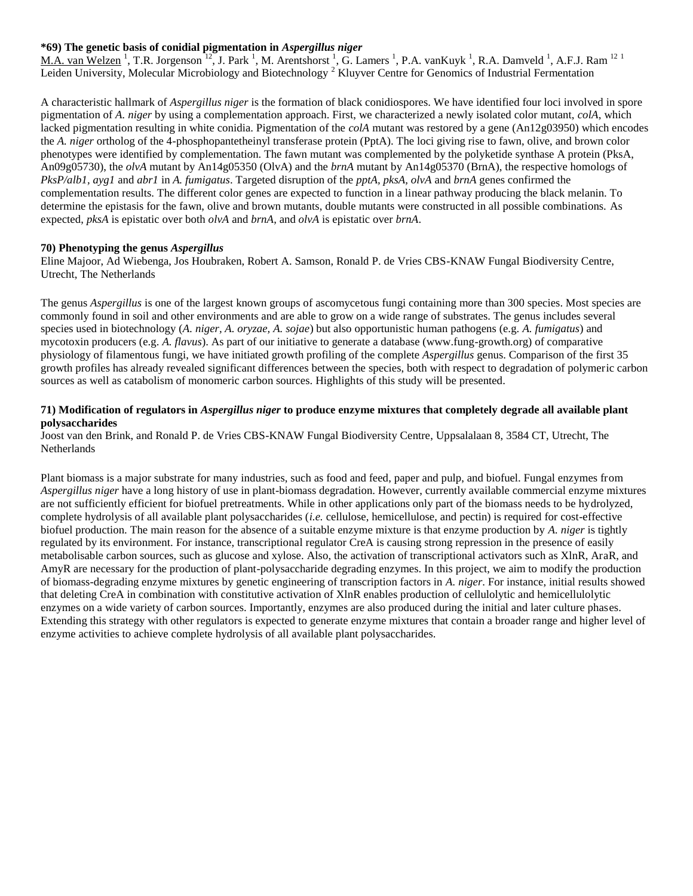### *69) The genetic basis of conidial pigmentation in *Aspergillus niger*

M.A. van Welzen [1], T.R. Jorgenson [12], J. Park [1], M. Arentshorst [1], G. Lamers [1], P.A. vanKuyk [1], R.A. Damveld [1], A.F.J. Ram [12 1]
Leiden University, Molecular Microbiology and Biotechnology [2] Kluyver Centre for Genomics of Industrial Fermentation

A characteristic hallmark of *Aspergillus niger* is the formation of black conidiospores. We have identified four loci involved in spore pigmentation of *A. niger* by using a complementation approach. First, we characterized a newly isolated color mutant, *colA*, which lacked pigmentation resulting in white conidia. Pigmentation of the *colA* mutant was restored by a gene (An12g03950) which encodes the *A. niger* ortholog of the 4-phosphopantetheinyl transferase protein (PptA). The loci giving rise to fawn, olive, and brown color phenotypes were identified by complementation. The fawn mutant was complemented by the polyketide synthase A protein (PksA, An09g05730), the *olvA* mutant by An14g05350 (OlvA) and the *brnA* mutant by An14g05370 (BrnA), the respective homologs of *PksP/alb1*, *ayg1* and *abr1* in *A. fumigatus*. Targeted disruption of the *pptA*, *pksA*, *olvA* and *brnA* genes confirmed the complementation results. The different color genes are expected to function in a linear pathway producing the black melanin. To determine the epistasis for the fawn, olive and brown mutants, double mutants were constructed in all possible combinations. As expected, *pksA* is epistatic over both *olvA* and *brnA*, and *olvA* is epistatic over *brnA*.

### 70) Phenotyping the genus *Aspergillus*

Eline Majoor, Ad Wiebenga, Jos Houbraken, Robert A. Samson, Ronald P. de Vries CBS-KNAW Fungal Biodiversity Centre, Utrecht, The Netherlands

The genus *Aspergillus* is one of the largest known groups of ascomycetous fungi containing more than 300 species. Most species are commonly found in soil and other environments and are able to grow on a wide range of substrates. The genus includes several species used in biotechnology (*A. niger, A. oryzae, A. sojae*) but also opportunistic human pathogens (e.g. *A. fumigatus*) and mycotoxin producers (e.g. *A. flavus*). As part of our initiative to generate a database (www.fung-growth.org) of comparative physiology of filamentous fungi, we have initiated growth profiling of the complete *Aspergillus* genus. Comparison of the first 35 growth profiles has already revealed significant differences between the species, both with respect to degradation of polymeric carbon sources as well as catabolism of monomeric carbon sources. Highlights of this study will be presented.

### 71) Modification of regulators in *Aspergillus niger* to produce enzyme mixtures that completely degrade all available plant polysaccharides

Joost van den Brink, and Ronald P. de Vries CBS-KNAW Fungal Biodiversity Centre, Uppsalalaan 8, 3584 CT, Utrecht, The Netherlands

Plant biomass is a major substrate for many industries, such as food and feed, paper and pulp, and biofuel. Fungal enzymes from *Aspergillus niger* have a long history of use in plant-biomass degradation. However, currently available commercial enzyme mixtures are not sufficiently efficient for biofuel pretreatments. While in other applications only part of the biomass needs to be hydrolyzed, complete hydrolysis of all available plant polysaccharides (*i.e.* cellulose, hemicellulose, and pectin) is required for cost-effective biofuel production. The main reason for the absence of a suitable enzyme mixture is that enzyme production by *A. niger* is tightly regulated by its environment. For instance, transcriptional regulator CreA is causing strong repression in the presence of easily metabolisable carbon sources, such as glucose and xylose. Also, the activation of transcriptional activators such as XlnR, AraR, and AmyR are necessary for the production of plant-polysaccharide degrading enzymes. In this project, we aim to modify the production of biomass-degrading enzyme mixtures by genetic engineering of transcription factors in *A. niger*. For instance, initial results showed that deleting CreA in combination with constitutive activation of XlnR enables production of cellulolytic and hemicellulolytic enzymes on a wide variety of carbon sources. Importantly, enzymes are also produced during the initial and later culture phases. Extending this strategy with other regulators is expected to generate enzyme mixtures that contain a broader range and higher level of enzyme activities to achieve complete hydrolysis of all available plant polysaccharides.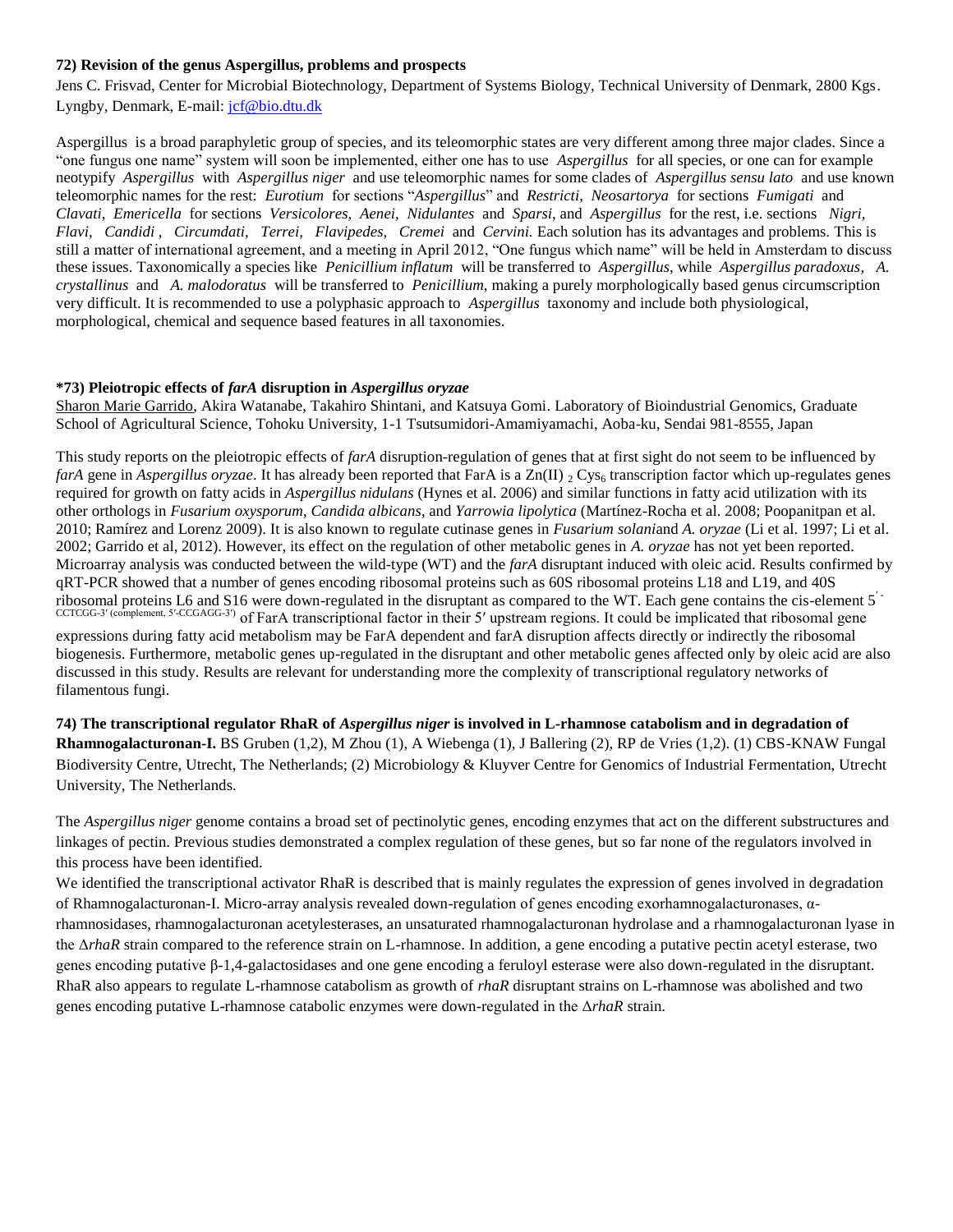**72) Revision of the genus Aspergillus, problems and prospects**

Jens C. Frisvad, Center for Microbial Biotechnology, Department of Systems Biology, Technical University of Denmark, 2800 Kgs. Lyngby, Denmark, E-mail: jcf@bio.dtu.dk

Aspergillus is a broad paraphyletic group of species, and its teleomorphic states are very different among three major clades. Since a "one fungus one name" system will soon be implemented, either one has to use *Aspergillus* for all species, or one can for example neotypify *Aspergillus* with *Aspergillus niger* and use teleomorphic names for some clades of *Aspergillus sensu lato* and use known teleomorphic names for the rest: *Eurotium* for sections "*Aspergillus*" and *Restricti, Neosartorya* for sections *Fumigati* and *Clavati, Emericella* for sections *Versicolores, Aenei, Nidulantes* and *Sparsi*, and *Aspergillus* for the rest, i.e. sections *Nigri, Flavi, Candidi , Circumdati, Terrei, Flavipedes, Cremei* and *Cervini*. Each solution has its advantages and problems. This is still a matter of international agreement, and a meeting in April 2012, "One fungus which name" will be held in Amsterdam to discuss these issues. Taxonomically a species like *Penicillium inflatum* will be transferred to *Aspergillus*, while *Aspergillus paradoxus, A. crystallinus* and *A. malodoratus* will be transferred to *Penicillium*, making a purely morphologically based genus circumscription very difficult. It is recommended to use a polyphasic approach to *Aspergillus* taxonomy and include both physiological, morphological, chemical and sequence based features in all taxonomies.

**\*73) Pleiotropic effects of *farA* disruption in *Aspergillus oryzae***

Sharon Marie Garrido, Akira Watanabe, Takahiro Shintani, and Katsuya Gomi. Laboratory of Bioindustrial Genomics, Graduate School of Agricultural Science, Tohoku University, 1-1 Tsutsumidori-Amamiyamachi, Aoba-ku, Sendai 981-8555, Japan

This study reports on the pleiotropic effects of *farA* disruption-regulation of genes that at first sight do not seem to be influenced by *farA* gene in *Aspergillus oryzae*. It has already been reported that FarA is a $Zn(II)_2 Cys_6$ transcription factor which up-regulates genes required for growth on fatty acids in *Aspergillus nidulans* (Hynes et al. 2006) and similar functions in fatty acid utilization with its other orthologs in *Fusarium oxysporum*, *Candida albicans*, and *Yarrowia lipolytica* (Martínez-Rocha et al. 2008; Poopanitpan et al. 2010; Ramírez and Lorenz 2009). It is also known to regulate cutinase genes in *Fusarium solani*and *A. oryzae* (Li et al. 1997; Li et al. 2002; Garrido et al, 2012). However, its effect on the regulation of other metabolic genes in *A. oryzae* has not yet been reported. Microarray analysis was conducted between the wild-type (WT) and the *farA* disruptant induced with oleic acid. Results confirmed by qRT-PCR showed that a number of genes encoding ribosomal proteins such as 60S ribosomal proteins L18 and L19, and 40S ribosomal proteins L6 and S16 were down-regulated in the disruptant as compared to the WT. Each gene contains the cis-element 5′-CCTCGG-3′ (complement, 5′-CCGAGG-3′) of FarA transcriptional factor in their 5′ upstream regions. It could be implicated that ribosomal gene expressions during fatty acid metabolism may be FarA dependent and farA disruption affects directly or indirectly the ribosomal biogenesis. Furthermore, metabolic genes up-regulated in the disruptant and other metabolic genes affected only by oleic acid are also discussed in this study. Results are relevant for understanding more the complexity of transcriptional regulatory networks of filamentous fungi.

**74) The transcriptional regulator RhaR of *Aspergillus niger* is involved in L-rhamnose catabolism and in degradation of Rhamnogalacturonan-I.** BS Gruben (1,2), M Zhou (1), A Wiebenga (1), J Ballering (2), RP de Vries (1,2). (1) CBS-KNAW Fungal Biodiversity Centre, Utrecht, The Netherlands; (2) Microbiology & Kluyver Centre for Genomics of Industrial Fermentation, Utrecht University, The Netherlands.

The *Aspergillus niger* genome contains a broad set of pectinolytic genes, encoding enzymes that act on the different substructures and linkages of pectin. Previous studies demonstrated a complex regulation of these genes, but so far none of the regulators involved in this process have been identified.

We identified the transcriptional activator RhaR is described that is mainly regulates the expression of genes involved in degradation of Rhamnogalacturonan-I. Micro-array analysis revealed down-regulation of genes encoding exorhamnogalacturonases, α-rhamnosidases, rhamnogalacturonan acetylesterases, an unsaturated rhamnogalacturonan hydrolase and a rhamnogalacturonan lyase in the Δ*rhaR* strain compared to the reference strain on L-rhamnose. In addition, a gene encoding a putative pectin acetyl esterase, two genes encoding putative β-1,4-galactosidases and one gene encoding a feruloyl esterase were also down-regulated in the disruptant. RhaR also appears to regulate L-rhamnose catabolism as growth of *rhaR* disruptant strains on L-rhamnose was abolished and two genes encoding putative L-rhamnose catabolic enzymes were down-regulated in the Δ*rhaR* strain.